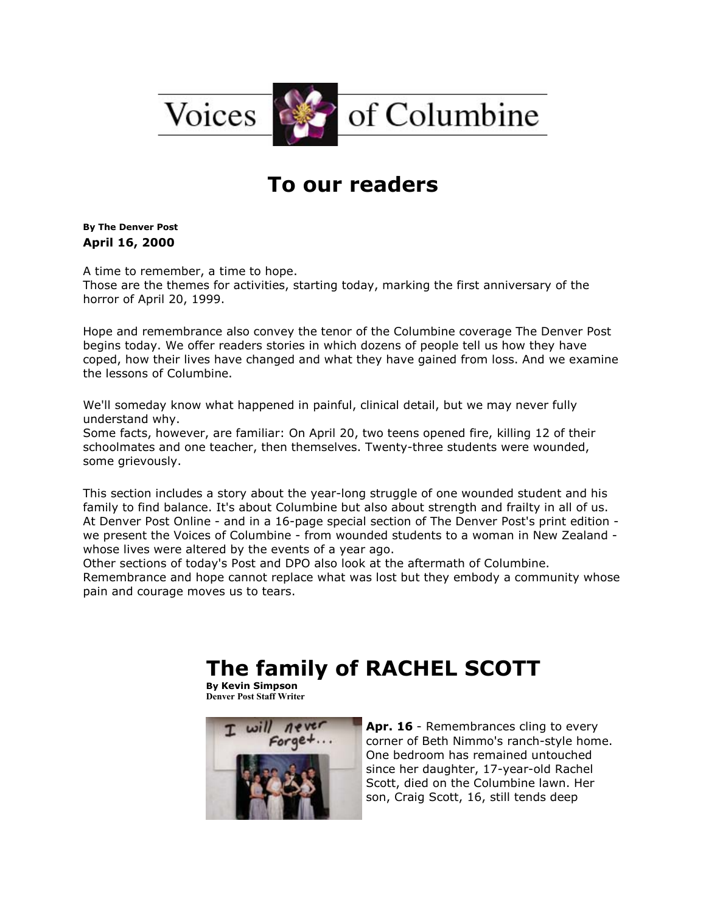# Voices of Columbine

## To our readers

**By The Denver Post**
**April 16, 2000**

A time to remember, a time to hope.
Those are the themes for activities, starting today, marking the first anniversary of the horror of April 20, 1999.

Hope and remembrance also convey the tenor of the Columbine coverage The Denver Post begins today. We offer readers stories in which dozens of people tell us how they have coped, how their lives have changed and what they have gained from loss. And we examine the lessons of Columbine.

We'll someday know what happened in painful, clinical detail, but we may never fully understand why.
Some facts, however, are familiar: On April 20, two teens opened fire, killing 12 of their schoolmates and one teacher, then themselves. Twenty-three students were wounded, some grievously.

This section includes a story about the year-long struggle of one wounded student and his family to find balance. It's about Columbine but also about strength and frailty in all of us. At Denver Post Online - and in a 16-page special section of The Denver Post's print edition - we present the Voices of Columbine - from wounded students to a woman in New Zealand - whose lives were altered by the events of a year ago.
Other sections of today's Post and DPO also look at the aftermath of Columbine.
Remembrance and hope cannot replace what was lost but they embody a community whose pain and courage moves us to tears.

# The family of RACHEL SCOTT

**By Kevin Simpson**
**Denver Post Staff Writer**

**Apr. 16** - Remembrances cling to every corner of Beth Nimmo's ranch-style home. One bedroom has remained untouched since her daughter, 17-year-old Rachel Scott, died on the Columbine lawn. Her son, Craig Scott, 16, still tends deep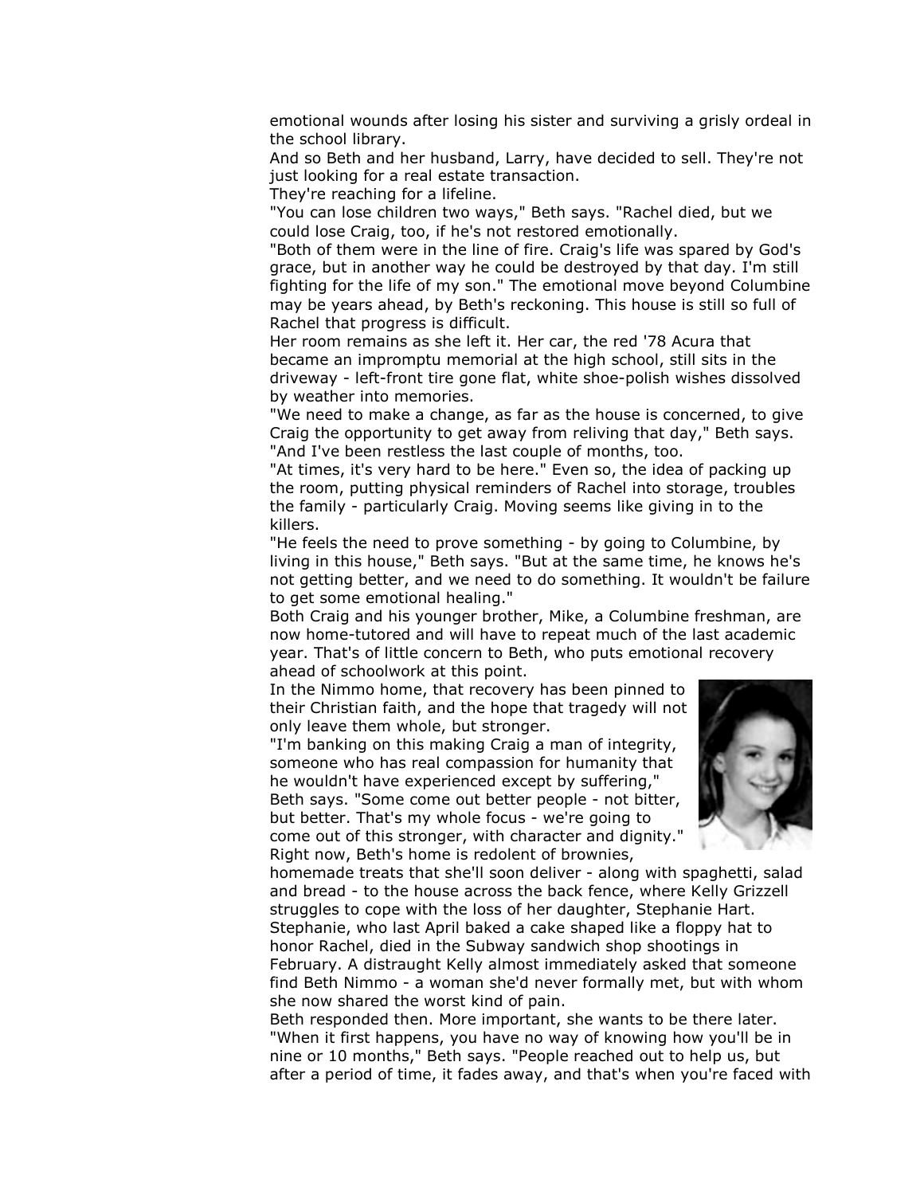emotional wounds after losing his sister and surviving a grisly ordeal in the school library.

And so Beth and her husband, Larry, have decided to sell. They're not just looking for a real estate transaction.

They're reaching for a lifeline.

"You can lose children two ways," Beth says. "Rachel died, but we could lose Craig, too, if he's not restored emotionally.

"Both of them were in the line of fire. Craig's life was spared by God's grace, but in another way he could be destroyed by that day. I'm still fighting for the life of my son." The emotional move beyond Columbine may be years ahead, by Beth's reckoning. This house is still so full of Rachel that progress is difficult.

Her room remains as she left it. Her car, the red '78 Acura that became an impromptu memorial at the high school, still sits in the driveway - left-front tire gone flat, white shoe-polish wishes dissolved by weather into memories.

"We need to make a change, as far as the house is concerned, to give Craig the opportunity to get away from reliving that day," Beth says. "And I've been restless the last couple of months, too.

"At times, it's very hard to be here." Even so, the idea of packing up the room, putting physical reminders of Rachel into storage, troubles the family - particularly Craig. Moving seems like giving in to the killers.

"He feels the need to prove something - by going to Columbine, by living in this house," Beth says. "But at the same time, he knows he's not getting better, and we need to do something. It wouldn't be failure to get some emotional healing."

Both Craig and his younger brother, Mike, a Columbine freshman, are now home-tutored and will have to repeat much of the last academic year. That's of little concern to Beth, who puts emotional recovery ahead of schoolwork at this point.

In the Nimmo home, that recovery has been pinned to their Christian faith, and the hope that tragedy will not only leave them whole, but stronger.

"I'm banking on this making Craig a man of integrity, someone who has real compassion for humanity that he wouldn't have experienced except by suffering," Beth says. "Some come out better people - not bitter, but better. That's my whole focus - we're going to come out of this stronger, with character and dignity."

Right now, Beth's home is redolent of brownies, homemade treats that she'll soon deliver - along with spaghetti, salad and bread - to the house across the back fence, where Kelly Grizzell struggles to cope with the loss of her daughter, Stephanie Hart. Stephanie, who last April baked a cake shaped like a floppy hat to honor Rachel, died in the Subway sandwich shop shootings in February. A distraught Kelly almost immediately asked that someone find Beth Nimmo - a woman she'd never formally met, but with whom she now shared the worst kind of pain.

Beth responded then. More important, she wants to be there later.

"When it first happens, you have no way of knowing how you'll be in nine or 10 months," Beth says. "People reached out to help us, but after a period of time, it fades away, and that's when you're faced with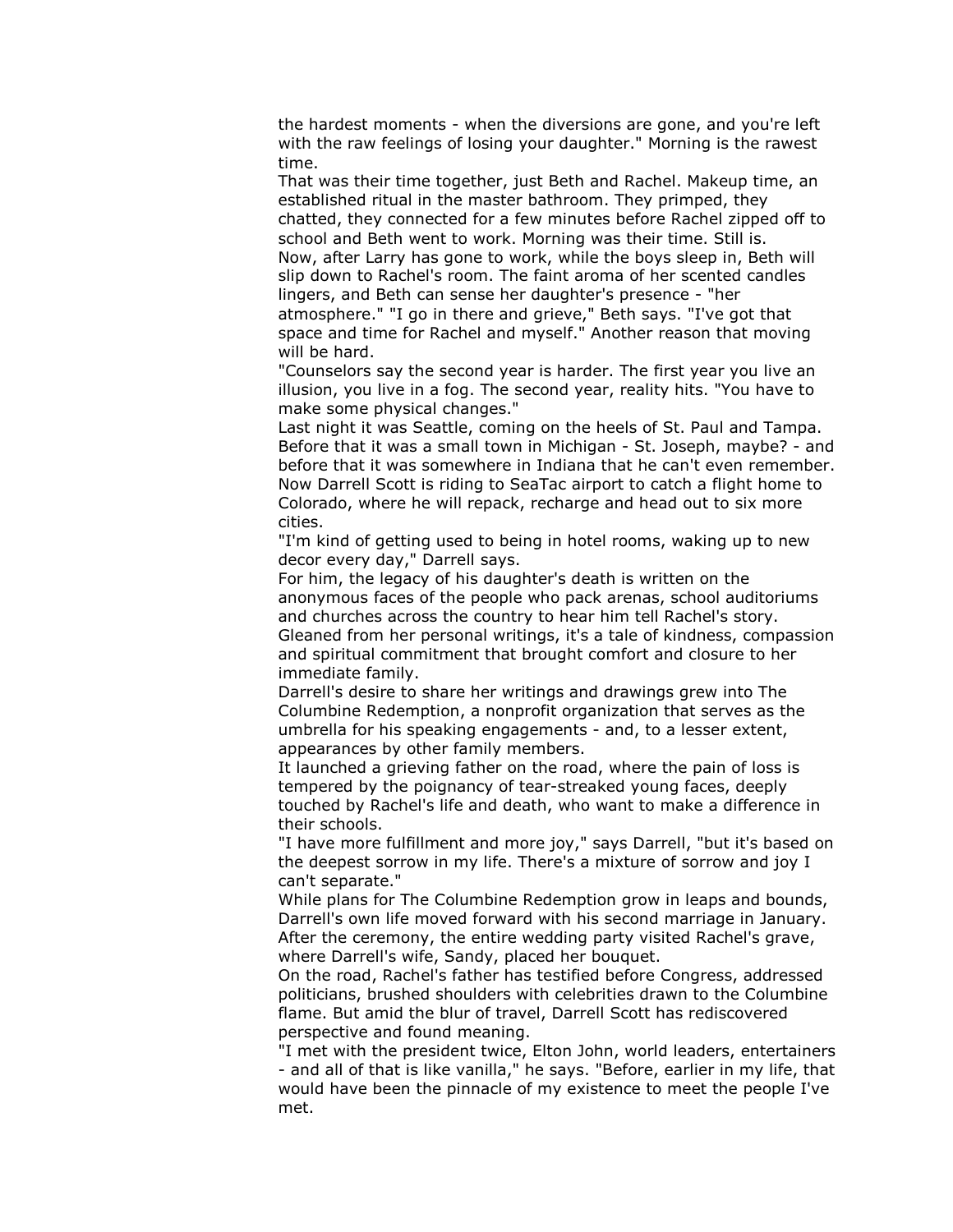the hardest moments - when the diversions are gone, and you're left with the raw feelings of losing your daughter." Morning is the rawest time.

That was their time together, just Beth and Rachel. Makeup time, an established ritual in the master bathroom. They primped, they chatted, they connected for a few minutes before Rachel zipped off to school and Beth went to work. Morning was their time. Still is.

Now, after Larry has gone to work, while the boys sleep in, Beth will slip down to Rachel's room. The faint aroma of her scented candles lingers, and Beth can sense her daughter's presence - "her atmosphere." "I go in there and grieve," Beth says. "I've got that space and time for Rachel and myself." Another reason that moving will be hard.

"Counselors say the second year is harder. The first year you live an illusion, you live in a fog. The second year, reality hits. "You have to make some physical changes."

Last night it was Seattle, coming on the heels of St. Paul and Tampa. Before that it was a small town in Michigan - St. Joseph, maybe? - and before that it was somewhere in Indiana that he can't even remember. Now Darrell Scott is riding to SeaTac airport to catch a flight home to Colorado, where he will repack, recharge and head out to six more cities.

"I'm kind of getting used to being in hotel rooms, waking up to new decor every day," Darrell says.

For him, the legacy of his daughter's death is written on the anonymous faces of the people who pack arenas, school auditoriums and churches across the country to hear him tell Rachel's story. Gleaned from her personal writings, it's a tale of kindness, compassion and spiritual commitment that brought comfort and closure to her immediate family.

Darrell's desire to share her writings and drawings grew into The Columbine Redemption, a nonprofit organization that serves as the umbrella for his speaking engagements - and, to a lesser extent, appearances by other family members.

It launched a grieving father on the road, where the pain of loss is tempered by the poignancy of tear-streaked young faces, deeply touched by Rachel's life and death, who want to make a difference in their schools.

"I have more fulfillment and more joy," says Darrell, "but it's based on the deepest sorrow in my life. There's a mixture of sorrow and joy I can't separate."

While plans for The Columbine Redemption grow in leaps and bounds, Darrell's own life moved forward with his second marriage in January. After the ceremony, the entire wedding party visited Rachel's grave, where Darrell's wife, Sandy, placed her bouquet.

On the road, Rachel's father has testified before Congress, addressed politicians, brushed shoulders with celebrities drawn to the Columbine flame. But amid the blur of travel, Darrell Scott has rediscovered perspective and found meaning.

"I met with the president twice, Elton John, world leaders, entertainers - and all of that is like vanilla," he says. "Before, earlier in my life, that would have been the pinnacle of my existence to meet the people I've met.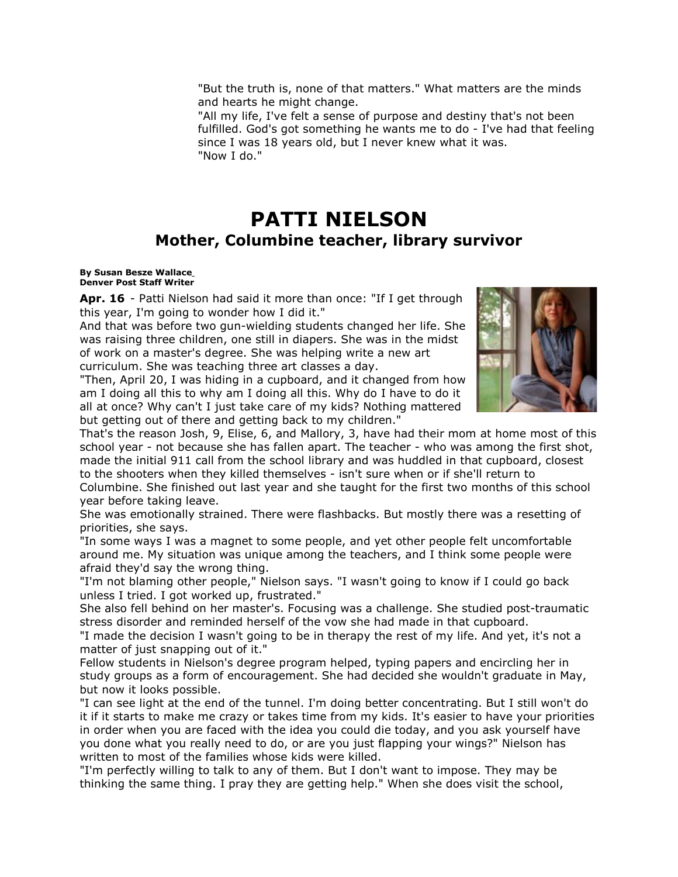"But the truth is, none of that matters." What matters are the minds and hearts he might change.

"All my life, I've felt a sense of purpose and destiny that's not been fulfilled. God's got something he wants me to do - I've had that feeling since I was 18 years old, but I never knew what it was.

"Now I do."

# PATTI NIELSON

## Mother, Columbine teacher, library survivor

**By Susan Besze Wallace**
**Denver Post Staff Writer**

**Apr. 16** - Patti Nielson had said it more than once: "If I get through this year, I'm going to wonder how I did it."

And that was before two gun-wielding students changed her life. She was raising three children, one still in diapers. She was in the midst of work on a master's degree. She was helping write a new art curriculum. She was teaching three art classes a day.

"Then, April 20, I was hiding in a cupboard, and it changed from how am I doing all this to why am I doing all this. Why do I have to do it all at once? Why can't I just take care of my kids? Nothing mattered but getting out of there and getting back to my children."

That's the reason Josh, 9, Elise, 6, and Mallory, 3, have had their mom at home most of this school year - not because she has fallen apart. The teacher - who was among the first shot, made the initial 911 call from the school library and was huddled in that cupboard, closest to the shooters when they killed themselves - isn't sure when or if she'll return to Columbine. She finished out last year and she taught for the first two months of this school year before taking leave.

She was emotionally strained. There were flashbacks. But mostly there was a resetting of priorities, she says.

"In some ways I was a magnet to some people, and yet other people felt uncomfortable around me. My situation was unique among the teachers, and I think some people were afraid they'd say the wrong thing.

"I'm not blaming other people," Nielson says. "I wasn't going to know if I could go back unless I tried. I got worked up, frustrated."

She also fell behind on her master's. Focusing was a challenge. She studied post-traumatic stress disorder and reminded herself of the vow she had made in that cupboard.

"I made the decision I wasn't going to be in therapy the rest of my life. And yet, it's not a matter of just snapping out of it."

Fellow students in Nielson's degree program helped, typing papers and encircling her in study groups as a form of encouragement. She had decided she wouldn't graduate in May, but now it looks possible.

"I can see light at the end of the tunnel. I'm doing better concentrating. But I still won't do it if it starts to make me crazy or takes time from my kids. It's easier to have your priorities in order when you are faced with the idea you could die today, and you ask yourself have you done what you really need to do, or are you just flapping your wings?" Nielson has written to most of the families whose kids were killed.

"I'm perfectly willing to talk to any of them. But I don't want to impose. They may be thinking the same thing. I pray they are getting help." When she does visit the school,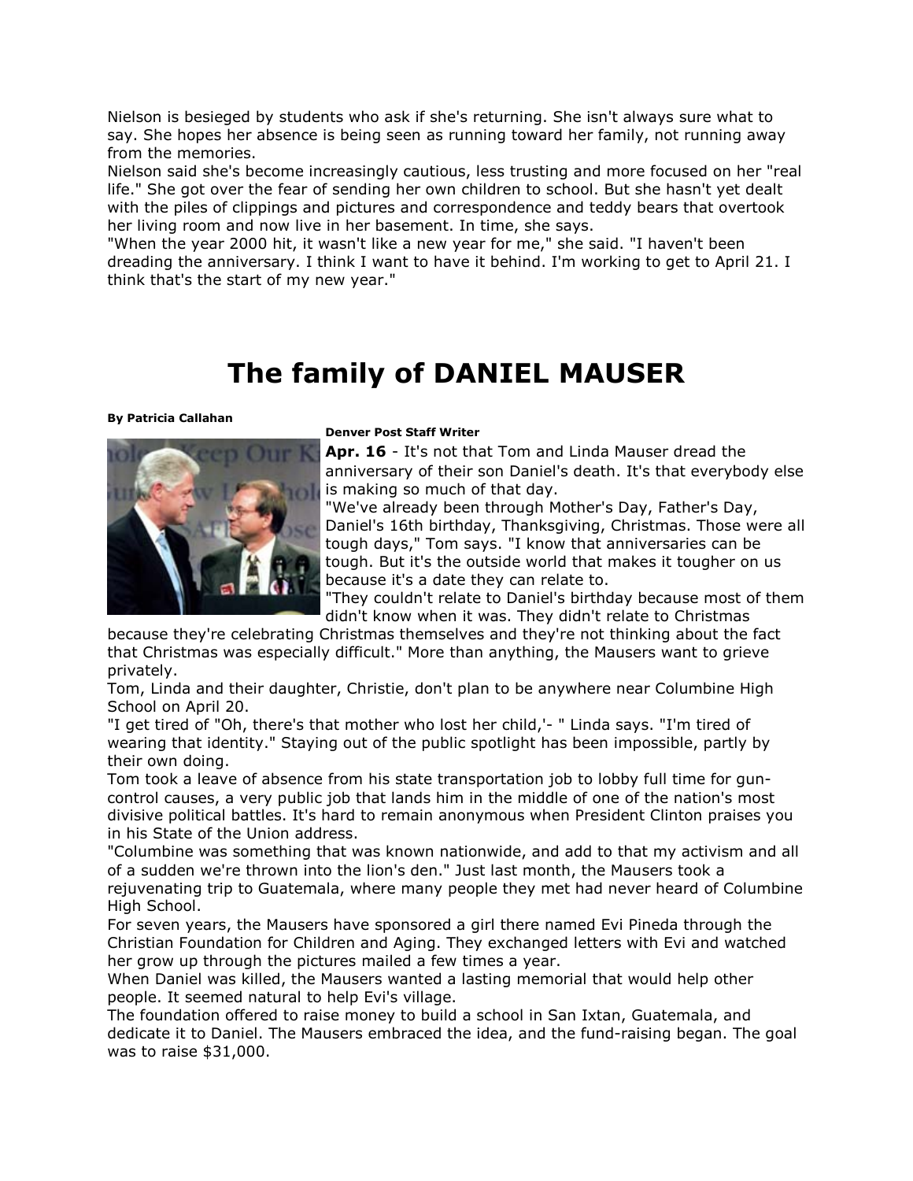Nielson is besieged by students who ask if she's returning. She isn't always sure what to say. She hopes her absence is being seen as running toward her family, not running away from the memories.

Nielson said she's become increasingly cautious, less trusting and more focused on her "real life." She got over the fear of sending her own children to school. But she hasn't yet dealt with the piles of clippings and pictures and correspondence and teddy bears that overtook her living room and now live in her basement. In time, she says.

"When the year 2000 hit, it wasn't like a new year for me," she said. "I haven't been dreading the anniversary. I think I want to have it behind. I'm working to get to April 21. I think that's the start of my new year."

# The family of DANIEL MAUSER

**By Patricia Callahan**

**Denver Post Staff Writer**

**Apr. 16** - It's not that Tom and Linda Mauser dread the anniversary of their son Daniel's death. It's that everybody else is making so much of that day.

"We've already been through Mother's Day, Father's Day, Daniel's 16th birthday, Thanksgiving, Christmas. Those were all tough days," Tom says. "I know that anniversaries can be tough. But it's the outside world that makes it tougher on us because it's a date they can relate to.

"They couldn't relate to Daniel's birthday because most of them didn't know when it was. They didn't relate to Christmas because they're celebrating Christmas themselves and they're not thinking about the fact that Christmas was especially difficult." More than anything, the Mausers want to grieve privately.

Tom, Linda and their daughter, Christie, don't plan to be anywhere near Columbine High School on April 20.

"I get tired of "Oh, there's that mother who lost her child,'- " Linda says. "I'm tired of wearing that identity." Staying out of the public spotlight has been impossible, partly by their own doing.

Tom took a leave of absence from his state transportation job to lobby full time for gun-control causes, a very public job that lands him in the middle of one of the nation's most divisive political battles. It's hard to remain anonymous when President Clinton praises you in his State of the Union address.

"Columbine was something that was known nationwide, and add to that my activism and all of a sudden we're thrown into the lion's den." Just last month, the Mausers took a rejuvenating trip to Guatemala, where many people they met had never heard of Columbine High School.

For seven years, the Mausers have sponsored a girl there named Evi Pineda through the Christian Foundation for Children and Aging. They exchanged letters with Evi and watched her grow up through the pictures mailed a few times a year.

When Daniel was killed, the Mausers wanted a lasting memorial that would help other people. It seemed natural to help Evi's village.

The foundation offered to raise money to build a school in San Ixtan, Guatemala, and dedicate it to Daniel. The Mausers embraced the idea, and the fund-raising began. The goal was to raise $31,000.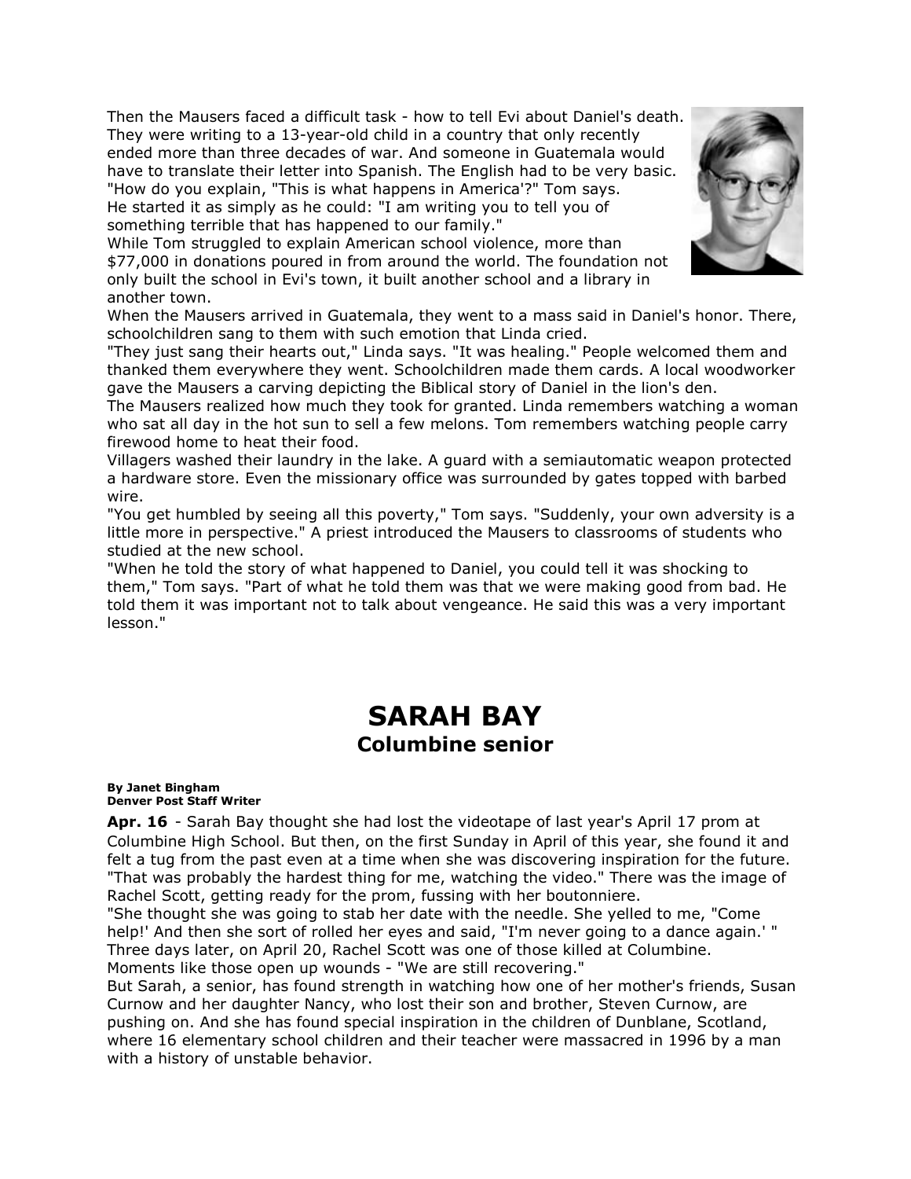Then the Mausers faced a difficult task - how to tell Evi about Daniel's death. They were writing to a 13-year-old child in a country that only recently ended more than three decades of war. And someone in Guatemala would have to translate their letter into Spanish. The English had to be very basic. "How do you explain, "This is what happens in America'?" Tom says. He started it as simply as he could: "I am writing you to tell you of something terrible that has happened to our family."

While Tom struggled to explain American school violence, more than $77,000 in donations poured in from around the world. The foundation not only built the school in Evi's town, it built another school and a library in another town.

When the Mausers arrived in Guatemala, they went to a mass said in Daniel's honor. There, schoolchildren sang to them with such emotion that Linda cried.

"They just sang their hearts out," Linda says. "It was healing." People welcomed them and thanked them everywhere they went. Schoolchildren made them cards. A local woodworker gave the Mausers a carving depicting the Biblical story of Daniel in the lion's den.

The Mausers realized how much they took for granted. Linda remembers watching a woman who sat all day in the hot sun to sell a few melons. Tom remembers watching people carry firewood home to heat their food.

Villagers washed their laundry in the lake. A guard with a semiautomatic weapon protected a hardware store. Even the missionary office was surrounded by gates topped with barbed wire.

"You get humbled by seeing all this poverty," Tom says. "Suddenly, your own adversity is a little more in perspective." A priest introduced the Mausers to classrooms of students who studied at the new school.

"When he told the story of what happened to Daniel, you could tell it was shocking to them," Tom says. "Part of what he told them was that we were making good from bad. He told them it was important not to talk about vengeance. He said this was a very important lesson."

# SARAH BAY
## Columbine senior

**By Janet Bingham**
**Denver Post Staff Writer**

**Apr. 16** - Sarah Bay thought she had lost the videotape of last year's April 17 prom at Columbine High School. But then, on the first Sunday in April of this year, she found it and felt a tug from the past even at a time when she was discovering inspiration for the future. "That was probably the hardest thing for me, watching the video." There was the image of Rachel Scott, getting ready for the prom, fussing with her boutonniere.

"She thought she was going to stab her date with the needle. She yelled to me, "Come help!' And then she sort of rolled her eyes and said, "I'm never going to a dance again.' " Three days later, on April 20, Rachel Scott was one of those killed at Columbine.

Moments like those open up wounds - "We are still recovering."

But Sarah, a senior, has found strength in watching how one of her mother's friends, Susan Curnow and her daughter Nancy, who lost their son and brother, Steven Curnow, are pushing on. And she has found special inspiration in the children of Dunblane, Scotland, where 16 elementary school children and their teacher were massacred in 1996 by a man with a history of unstable behavior.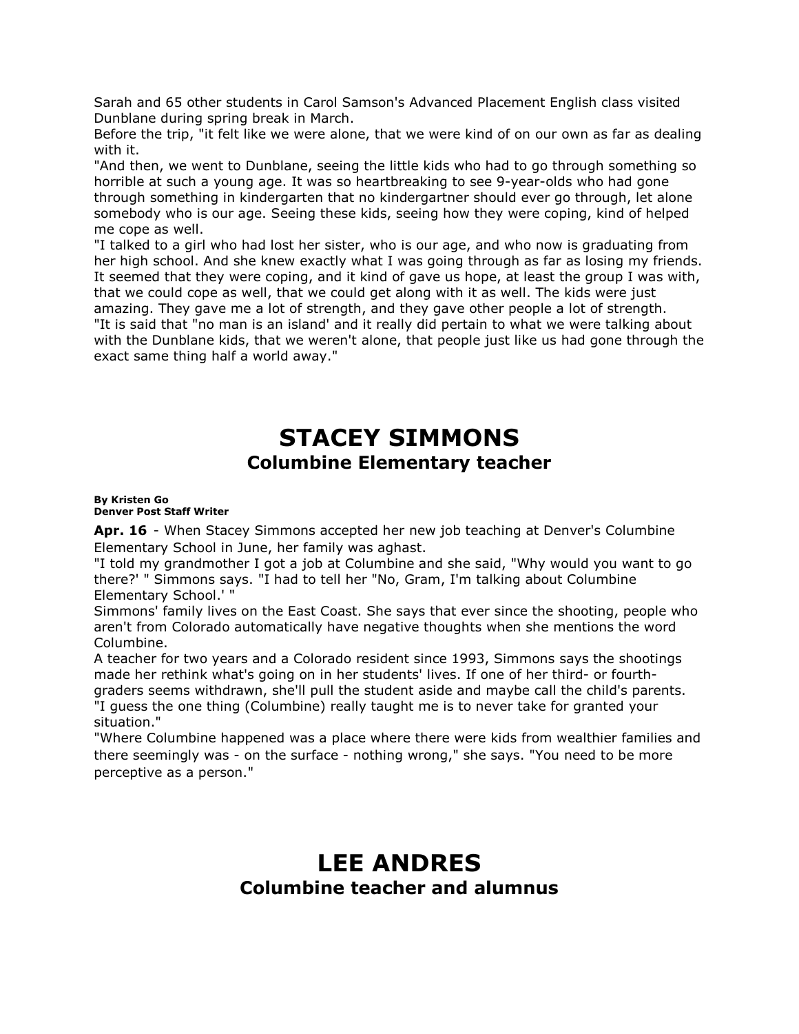Sarah and 65 other students in Carol Samson's Advanced Placement English class visited Dunblane during spring break in March.

Before the trip, "it felt like we were alone, that we were kind of on our own as far as dealing with it.

"And then, we went to Dunblane, seeing the little kids who had to go through something so horrible at such a young age. It was so heartbreaking to see 9-year-olds who had gone through something in kindergarten that no kindergartner should ever go through, let alone somebody who is our age. Seeing these kids, seeing how they were coping, kind of helped me cope as well.

"I talked to a girl who had lost her sister, who is our age, and who now is graduating from her high school. And she knew exactly what I was going through as far as losing my friends. It seemed that they were coping, and it kind of gave us hope, at least the group I was with, that we could cope as well, that we could get along with it as well. The kids were just amazing. They gave me a lot of strength, and they gave other people a lot of strength.

"It is said that "no man is an island' and it really did pertain to what we were talking about with the Dunblane kids, that we weren't alone, that people just like us had gone through the exact same thing half a world away."

# STACEY SIMMONS
## Columbine Elementary teacher

**By Kristen Go**
**Denver Post Staff Writer**

**Apr. 16** - When Stacey Simmons accepted her new job teaching at Denver's Columbine Elementary School in June, her family was aghast.

"I told my grandmother I got a job at Columbine and she said, "Why would you want to go there?' " Simmons says. "I had to tell her "No, Gram, I'm talking about Columbine Elementary School.' "

Simmons' family lives on the East Coast. She says that ever since the shooting, people who aren't from Colorado automatically have negative thoughts when she mentions the word Columbine.

A teacher for two years and a Colorado resident since 1993, Simmons says the shootings made her rethink what's going on in her students' lives. If one of her third- or fourth-graders seems withdrawn, she'll pull the student aside and maybe call the child's parents.

"I guess the one thing (Columbine) really taught me is to never take for granted your situation."

"Where Columbine happened was a place where there were kids from wealthier families and there seemingly was - on the surface - nothing wrong," she says. "You need to be more perceptive as a person."

# LEE ANDRES
## Columbine teacher and alumnus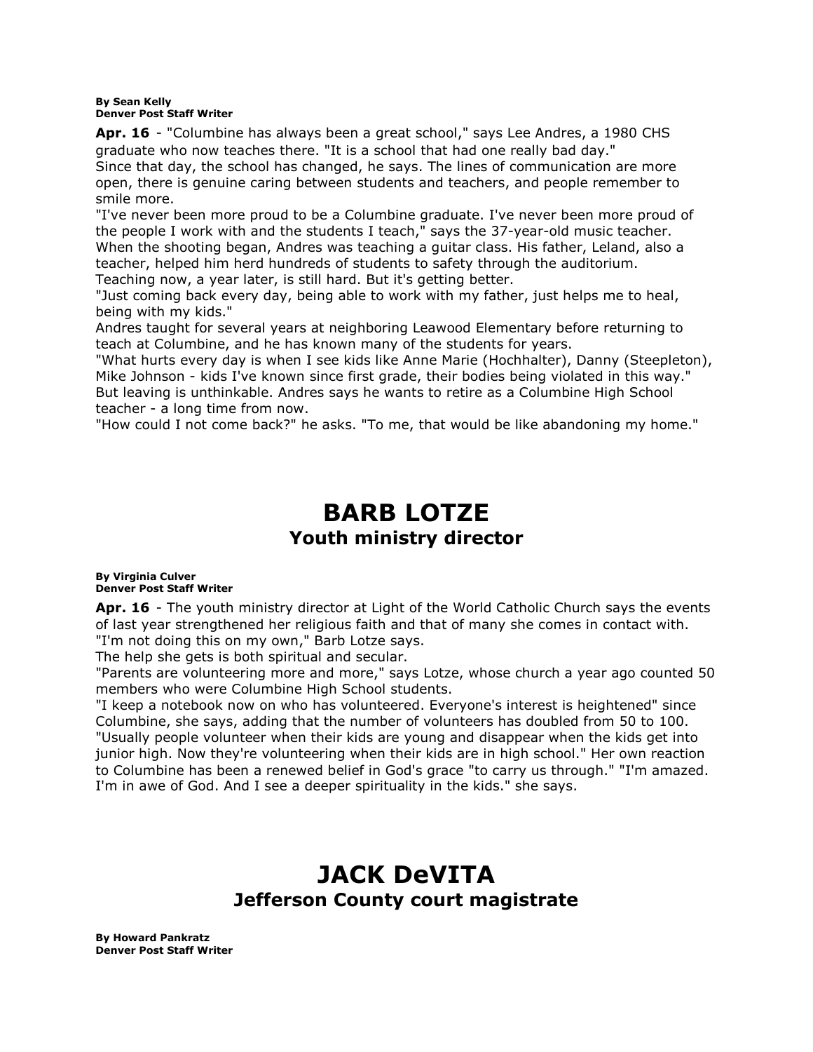**By Sean Kelly**
**Denver Post Staff Writer**

**Apr. 16** - "Columbine has always been a great school," says Lee Andres, a 1980 CHS graduate who now teaches there. "It is a school that had one really bad day."
Since that day, the school has changed, he says. The lines of communication are more open, there is genuine caring between students and teachers, and people remember to smile more.
"I've never been more proud to be a Columbine graduate. I've never been more proud of the people I work with and the students I teach," says the 37-year-old music teacher.
When the shooting began, Andres was teaching a guitar class. His father, Leland, also a teacher, helped him herd hundreds of students to safety through the auditorium.
Teaching now, a year later, is still hard. But it's getting better.
"Just coming back every day, being able to work with my father, just helps me to heal, being with my kids."
Andres taught for several years at neighboring Leawood Elementary before returning to teach at Columbine, and he has known many of the students for years.
"What hurts every day is when I see kids like Anne Marie (Hochhalter), Danny (Steepleton), Mike Johnson - kids I've known since first grade, their bodies being violated in this way."
But leaving is unthinkable. Andres says he wants to retire as a Columbine High School teacher - a long time from now.
"How could I not come back?" he asks. "To me, that would be like abandoning my home."

# BARB LOTZE
## Youth ministry director

**By Virginia Culver**
**Denver Post Staff Writer**

**Apr. 16** - The youth ministry director at Light of the World Catholic Church says the events of last year strengthened her religious faith and that of many she comes in contact with.
"I'm not doing this on my own," Barb Lotze says.
The help she gets is both spiritual and secular.
"Parents are volunteering more and more," says Lotze, whose church a year ago counted 50 members who were Columbine High School students.
"I keep a notebook now on who has volunteered. Everyone's interest is heightened" since Columbine, she says, adding that the number of volunteers has doubled from 50 to 100.
"Usually people volunteer when their kids are young and disappear when the kids get into junior high. Now they're volunteering when their kids are in high school." Her own reaction to Columbine has been a renewed belief in God's grace "to carry us through." "I'm amazed. I'm in awe of God. And I see a deeper spirituality in the kids." she says.

# JACK DeVITA
## Jefferson County court magistrate

**By Howard Pankratz**
**Denver Post Staff Writer**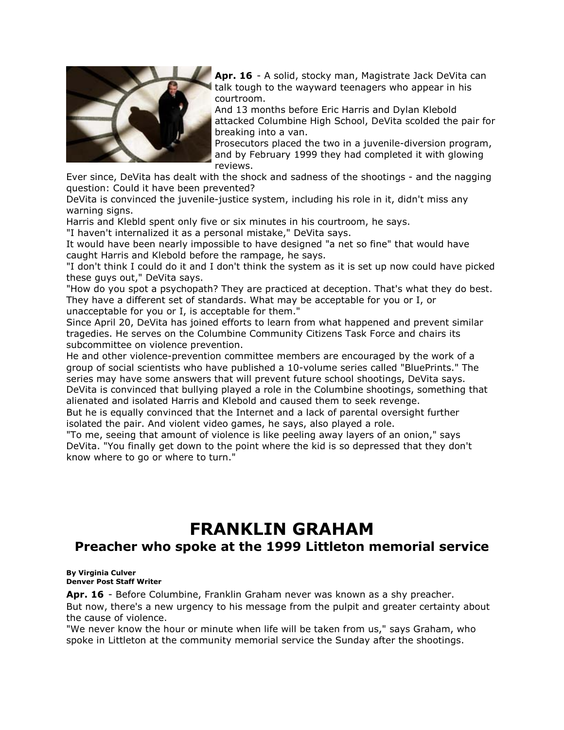**Apr. 16** - A solid, stocky man, Magistrate Jack DeVita can talk tough to the wayward teenagers who appear in his courtroom.

And 13 months before Eric Harris and Dylan Klebold attacked Columbine High School, DeVita scolded the pair for breaking into a van.

Prosecutors placed the two in a juvenile-diversion program, and by February 1999 they had completed it with glowing reviews.

Ever since, DeVita has dealt with the shock and sadness of the shootings - and the nagging question: Could it have been prevented?

DeVita is convinced the juvenile-justice system, including his role in it, didn't miss any warning signs.

Harris and Klebld spent only five or six minutes in his courtroom, he says.

"I haven't internalized it as a personal mistake," DeVita says.

It would have been nearly impossible to have designed "a net so fine" that would have caught Harris and Klebold before the rampage, he says.

"I don't think I could do it and I don't think the system as it is set up now could have picked these guys out," DeVita says.

"How do you spot a psychopath? They are practiced at deception. That's what they do best. They have a different set of standards. What may be acceptable for you or I, or unacceptable for you or I, is acceptable for them."

Since April 20, DeVita has joined efforts to learn from what happened and prevent similar tragedies. He serves on the Columbine Community Citizens Task Force and chairs its subcommittee on violence prevention.

He and other violence-prevention committee members are encouraged by the work of a group of social scientists who have published a 10-volume series called "BluePrints." The series may have some answers that will prevent future school shootings, DeVita says.

DeVita is convinced that bullying played a role in the Columbine shootings, something that alienated and isolated Harris and Klebold and caused them to seek revenge.

But he is equally convinced that the Internet and a lack of parental oversight further isolated the pair. And violent video games, he says, also played a role.

"To me, seeing that amount of violence is like peeling away layers of an onion," says DeVita. "You finally get down to the point where the kid is so depressed that they don't know where to go or where to turn."

# FRANKLIN GRAHAM

## Preacher who spoke at the 1999 Littleton memorial service

**By Virginia Culver**
**Denver Post Staff Writer**

**Apr. 16** - Before Columbine, Franklin Graham never was known as a shy preacher.

But now, there's a new urgency to his message from the pulpit and greater certainty about the cause of violence.

"We never know the hour or minute when life will be taken from us," says Graham, who spoke in Littleton at the community memorial service the Sunday after the shootings.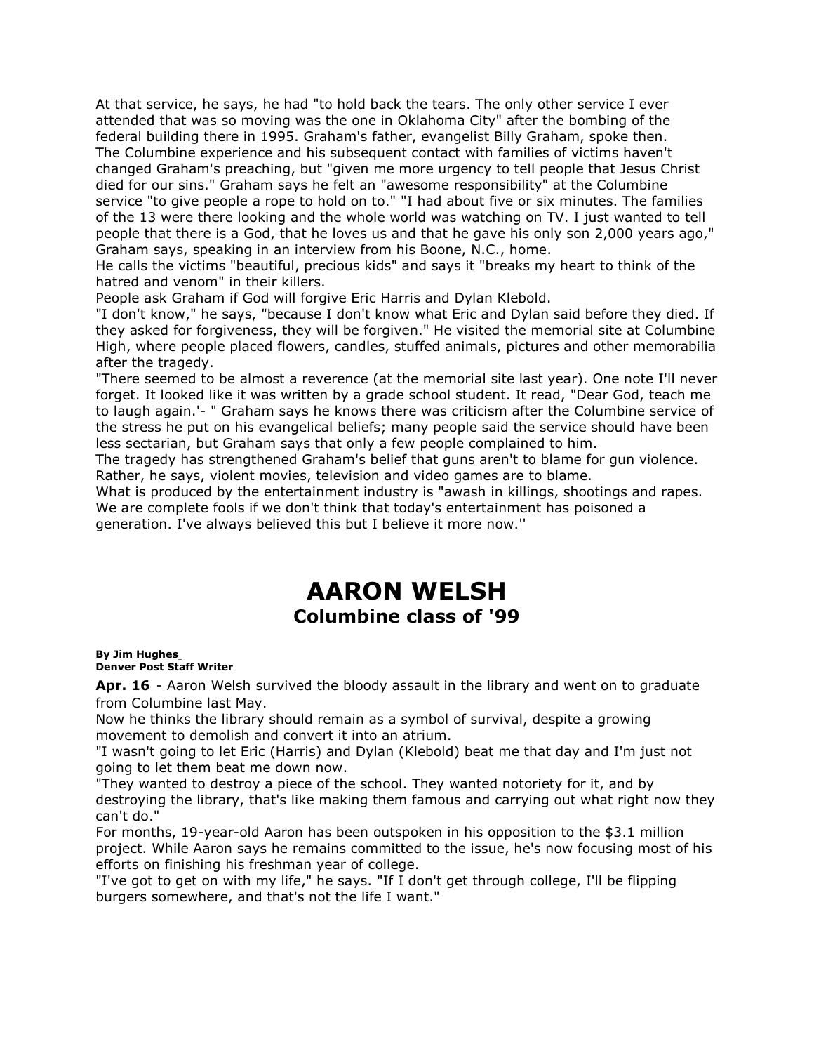At that service, he says, he had "to hold back the tears. The only other service I ever attended that was so moving was the one in Oklahoma City" after the bombing of the federal building there in 1995. Graham's father, evangelist Billy Graham, spoke then.
The Columbine experience and his subsequent contact with families of victims haven't changed Graham's preaching, but "given me more urgency to tell people that Jesus Christ died for our sins." Graham says he felt an "awesome responsibility" at the Columbine service "to give people a rope to hold on to." "I had about five or six minutes. The families of the 13 were there looking and the whole world was watching on TV. I just wanted to tell people that there is a God, that he loves us and that he gave his only son 2,000 years ago," Graham says, speaking in an interview from his Boone, N.C., home.
He calls the victims "beautiful, precious kids" and says it "breaks my heart to think of the hatred and venom" in their killers.
People ask Graham if God will forgive Eric Harris and Dylan Klebold.
"I don't know," he says, "because I don't know what Eric and Dylan said before they died. If they asked for forgiveness, they will be forgiven." He visited the memorial site at Columbine High, where people placed flowers, candles, stuffed animals, pictures and other memorabilia after the tragedy.
"There seemed to be almost a reverence (at the memorial site last year). One note I'll never forget. It looked like it was written by a grade school student. It read, "Dear God, teach me to laugh again.'- " Graham says he knows there was criticism after the Columbine service of the stress he put on his evangelical beliefs; many people said the service should have been less sectarian, but Graham says that only a few people complained to him.
The tragedy has strengthened Graham's belief that guns aren't to blame for gun violence. Rather, he says, violent movies, television and video games are to blame.
What is produced by the entertainment industry is "awash in killings, shootings and rapes. We are complete fools if we don't think that today's entertainment has poisoned a generation. I've always believed this but I believe it more now.''

# AARON WELSH
## Columbine class of '99

**By Jim Hughes_**
**Denver Post Staff Writer**

**Apr. 16** - Aaron Welsh survived the bloody assault in the library and went on to graduate from Columbine last May.
Now he thinks the library should remain as a symbol of survival, despite a growing movement to demolish and convert it into an atrium.
"I wasn't going to let Eric (Harris) and Dylan (Klebold) beat me that day and I'm just not going to let them beat me down now.
"They wanted to destroy a piece of the school. They wanted notoriety for it, and by destroying the library, that's like making them famous and carrying out what right now they can't do."
For months, 19-year-old Aaron has been outspoken in his opposition to the $3.1 million project. While Aaron says he remains committed to the issue, he's now focusing most of his efforts on finishing his freshman year of college.
"I've got to get on with my life," he says. "If I don't get through college, I'll be flipping burgers somewhere, and that's not the life I want."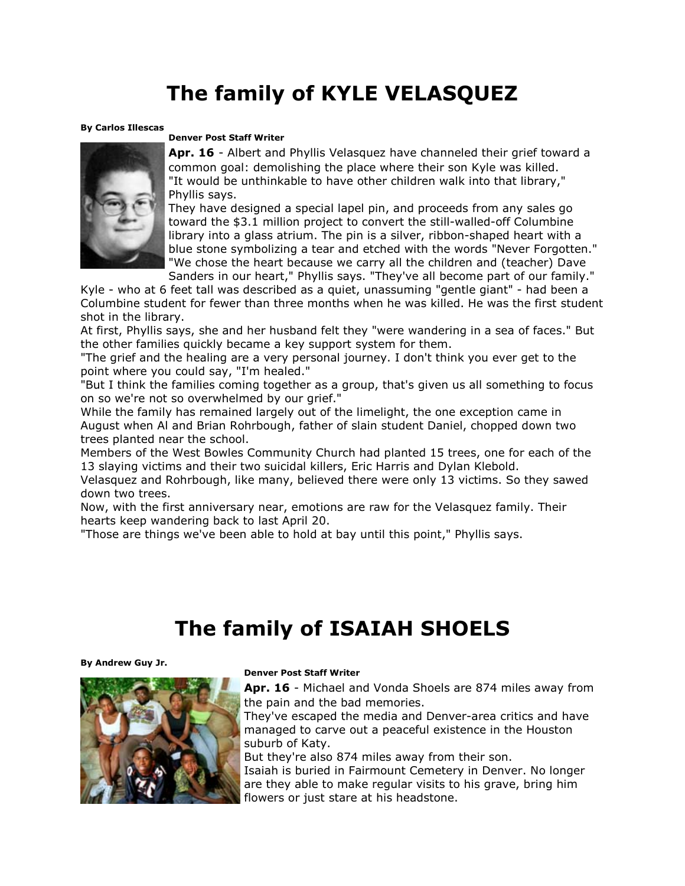# The family of KYLE VELASQUEZ

**By Carlos Illescas**

**Denver Post Staff Writer**

**Apr. 16** - Albert and Phyllis Velasquez have channeled their grief toward a common goal: demolishing the place where their son Kyle was killed.

"It would be unthinkable to have other children walk into that library," Phyllis says.

They have designed a special lapel pin, and proceeds from any sales go toward the $3.1 million project to convert the still-walled-off Columbine library into a glass atrium. The pin is a silver, ribbon-shaped heart with a blue stone symbolizing a tear and etched with the words "Never Forgotten."

"We chose the heart because we carry all the children and (teacher) Dave Sanders in our heart," Phyllis says. "They've all become part of our family."

Kyle - who at 6 feet tall was described as a quiet, unassuming "gentle giant" - had been a Columbine student for fewer than three months when he was killed. He was the first student shot in the library.

At first, Phyllis says, she and her husband felt they "were wandering in a sea of faces." But the other families quickly became a key support system for them.

"The grief and the healing are a very personal journey. I don't think you ever get to the point where you could say, "I'm healed."

"But I think the families coming together as a group, that's given us all something to focus on so we're not so overwhelmed by our grief."

While the family has remained largely out of the limelight, the one exception came in August when Al and Brian Rohrbough, father of slain student Daniel, chopped down two trees planted near the school.

Members of the West Bowles Community Church had planted 15 trees, one for each of the 13 slaying victims and their two suicidal killers, Eric Harris and Dylan Klebold.

Velasquez and Rohrbough, like many, believed there were only 13 victims. So they sawed down two trees.

Now, with the first anniversary near, emotions are raw for the Velasquez family. Their hearts keep wandering back to last April 20.

"Those are things we've been able to hold at bay until this point," Phyllis says.

# The family of ISAIAH SHOELS

**By Andrew Guy Jr.**

**Denver Post Staff Writer**

**Apr. 16** - Michael and Vonda Shoels are 874 miles away from the pain and the bad memories.

They've escaped the media and Denver-area critics and have managed to carve out a peaceful existence in the Houston suburb of Katy.

But they're also 874 miles away from their son.

Isaiah is buried in Fairmount Cemetery in Denver. No longer are they able to make regular visits to his grave, bring him flowers or just stare at his headstone.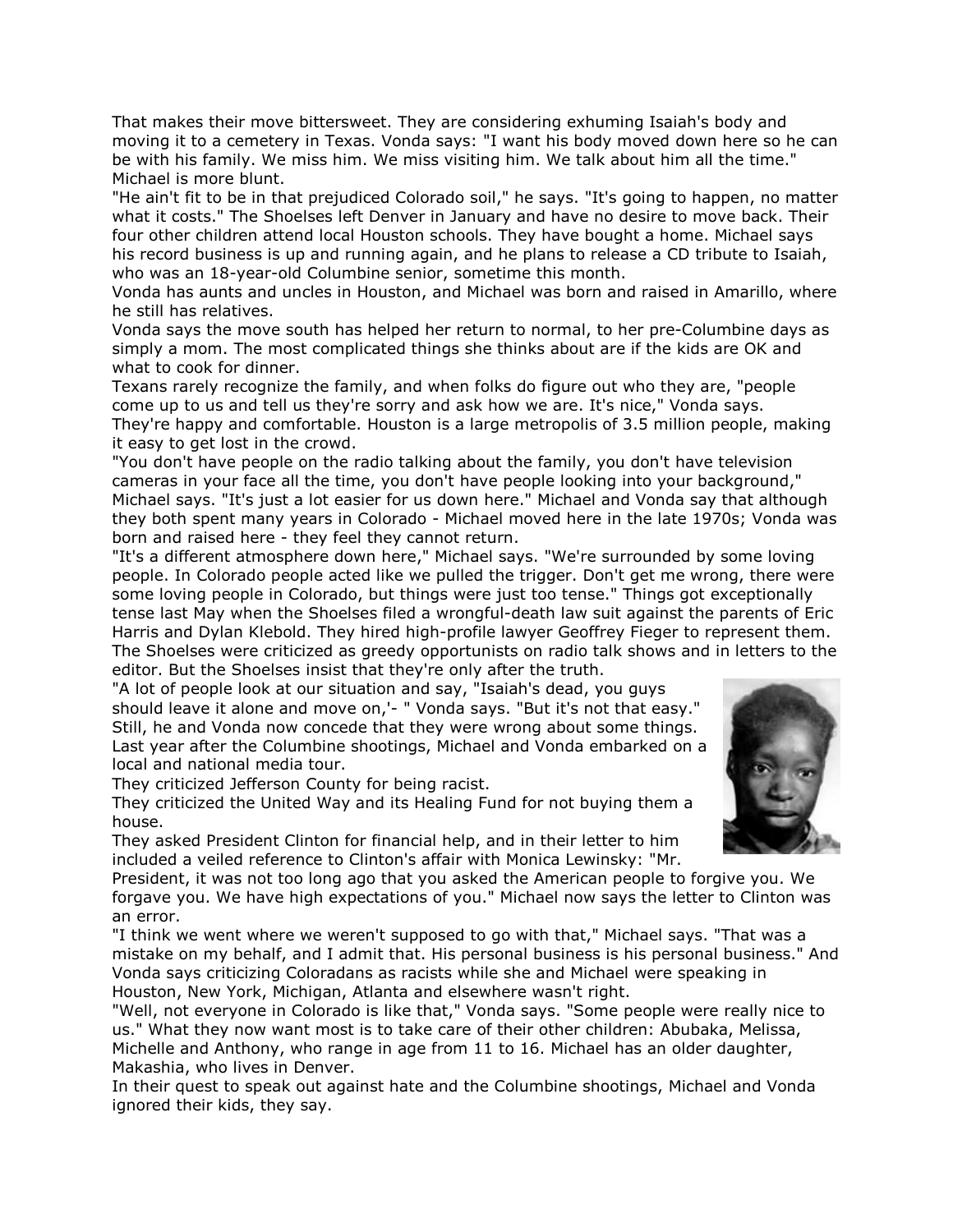That makes their move bittersweet. They are considering exhuming Isaiah's body and moving it to a cemetery in Texas. Vonda says: "I want his body moved down here so he can be with his family. We miss him. We miss visiting him. We talk about him all the time." Michael is more blunt.

"He ain't fit to be in that prejudiced Colorado soil," he says. "It's going to happen, no matter what it costs." The Shoelses left Denver in January and have no desire to move back. Their four other children attend local Houston schools. They have bought a home. Michael says his record business is up and running again, and he plans to release a CD tribute to Isaiah, who was an 18-year-old Columbine senior, sometime this month.

Vonda has aunts and uncles in Houston, and Michael was born and raised in Amarillo, where he still has relatives.

Vonda says the move south has helped her return to normal, to her pre-Columbine days as simply a mom. The most complicated things she thinks about are if the kids are OK and what to cook for dinner.

Texans rarely recognize the family, and when folks do figure out who they are, "people come up to us and tell us they're sorry and ask how we are. It's nice," Vonda says. They're happy and comfortable. Houston is a large metropolis of 3.5 million people, making it easy to get lost in the crowd.

"You don't have people on the radio talking about the family, you don't have television cameras in your face all the time, you don't have people looking into your background," Michael says. "It's just a lot easier for us down here." Michael and Vonda say that although they both spent many years in Colorado - Michael moved here in the late 1970s; Vonda was born and raised here - they feel they cannot return.

"It's a different atmosphere down here," Michael says. "We're surrounded by some loving people. In Colorado people acted like we pulled the trigger. Don't get me wrong, there were some loving people in Colorado, but things were just too tense." Things got exceptionally tense last May when the Shoelses filed a wrongful-death law suit against the parents of Eric Harris and Dylan Klebold. They hired high-profile lawyer Geoffrey Fieger to represent them. The Shoelses were criticized as greedy opportunists on radio talk shows and in letters to the editor. But the Shoelses insist that they're only after the truth.

"A lot of people look at our situation and say, "Isaiah's dead, you guys should leave it alone and move on,'- " Vonda says. "But it's not that easy." Still, he and Vonda now concede that they were wrong about some things.

Last year after the Columbine shootings, Michael and Vonda embarked on a local and national media tour.

They criticized Jefferson County for being racist.

They criticized the United Way and its Healing Fund for not buying them a house.

They asked President Clinton for financial help, and in their letter to him included a veiled reference to Clinton's affair with Monica Lewinsky: "Mr. President, it was not too long ago that you asked the American people to forgive you. We forgave you. We have high expectations of you." Michael now says the letter to Clinton was an error.

"I think we went where we weren't supposed to go with that," Michael says. "That was a mistake on my behalf, and I admit that. His personal business is his personal business." And Vonda says criticizing Coloradans as racists while she and Michael were speaking in Houston, New York, Michigan, Atlanta and elsewhere wasn't right.

"Well, not everyone in Colorado is like that," Vonda says. "Some people were really nice to us." What they now want most is to take care of their other children: Abubaka, Melissa, Michelle and Anthony, who range in age from 11 to 16. Michael has an older daughter, Makashia, who lives in Denver.

In their quest to speak out against hate and the Columbine shootings, Michael and Vonda ignored their kids, they say.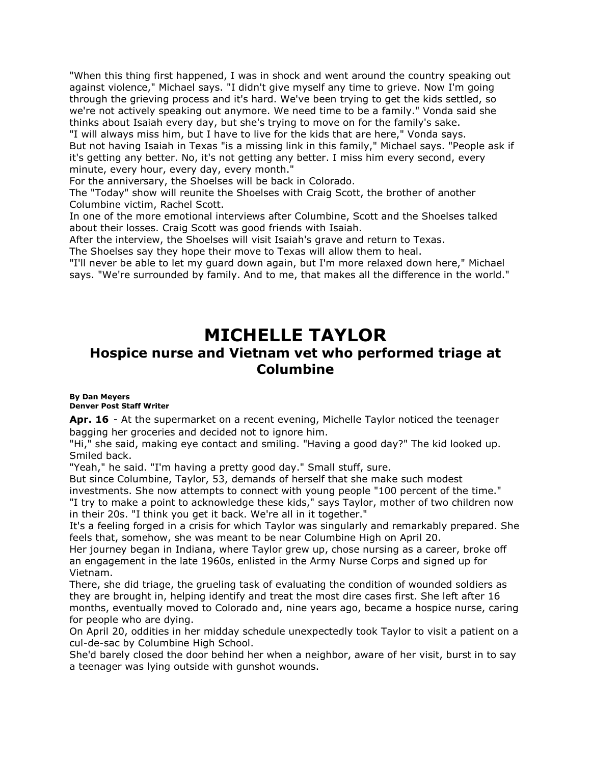"When this thing first happened, I was in shock and went around the country speaking out against violence," Michael says. "I didn't give myself any time to grieve. Now I'm going through the grieving process and it's hard. We've been trying to get the kids settled, so we're not actively speaking out anymore. We need time to be a family." Vonda said she thinks about Isaiah every day, but she's trying to move on for the family's sake.

"I will always miss him, but I have to live for the kids that are here," Vonda says.

But not having Isaiah in Texas "is a missing link in this family," Michael says. "People ask if it's getting any better. No, it's not getting any better. I miss him every second, every minute, every hour, every day, every month."

For the anniversary, the Shoelses will be back in Colorado.

The "Today" show will reunite the Shoelses with Craig Scott, the brother of another Columbine victim, Rachel Scott.

In one of the more emotional interviews after Columbine, Scott and the Shoelses talked about their losses. Craig Scott was good friends with Isaiah.

After the interview, the Shoelses will visit Isaiah's grave and return to Texas.

The Shoelses say they hope their move to Texas will allow them to heal.

"I'll never be able to let my guard down again, but I'm more relaxed down here," Michael says. "We're surrounded by family. And to me, that makes all the difference in the world."

# MICHELLE TAYLOR

## Hospice nurse and Vietnam vet who performed triage at Columbine

**By Dan Meyers**
**Denver Post Staff Writer**

**Apr. 16** - At the supermarket on a recent evening, Michelle Taylor noticed the teenager bagging her groceries and decided not to ignore him.

"Hi," she said, making eye contact and smiling. "Having a good day?" The kid looked up. Smiled back.

"Yeah," he said. "I'm having a pretty good day." Small stuff, sure.

But since Columbine, Taylor, 53, demands of herself that she make such modest investments. She now attempts to connect with young people "100 percent of the time."

"I try to make a point to acknowledge these kids," says Taylor, mother of two children now in their 20s. "I think you get it back. We're all in it together."

It's a feeling forged in a crisis for which Taylor was singularly and remarkably prepared. She feels that, somehow, she was meant to be near Columbine High on April 20.

Her journey began in Indiana, where Taylor grew up, chose nursing as a career, broke off an engagement in the late 1960s, enlisted in the Army Nurse Corps and signed up for Vietnam.

There, she did triage, the grueling task of evaluating the condition of wounded soldiers as they are brought in, helping identify and treat the most dire cases first. She left after 16 months, eventually moved to Colorado and, nine years ago, became a hospice nurse, caring for people who are dying.

On April 20, oddities in her midday schedule unexpectedly took Taylor to visit a patient on a cul-de-sac by Columbine High School.

She'd barely closed the door behind her when a neighbor, aware of her visit, burst in to say a teenager was lying outside with gunshot wounds.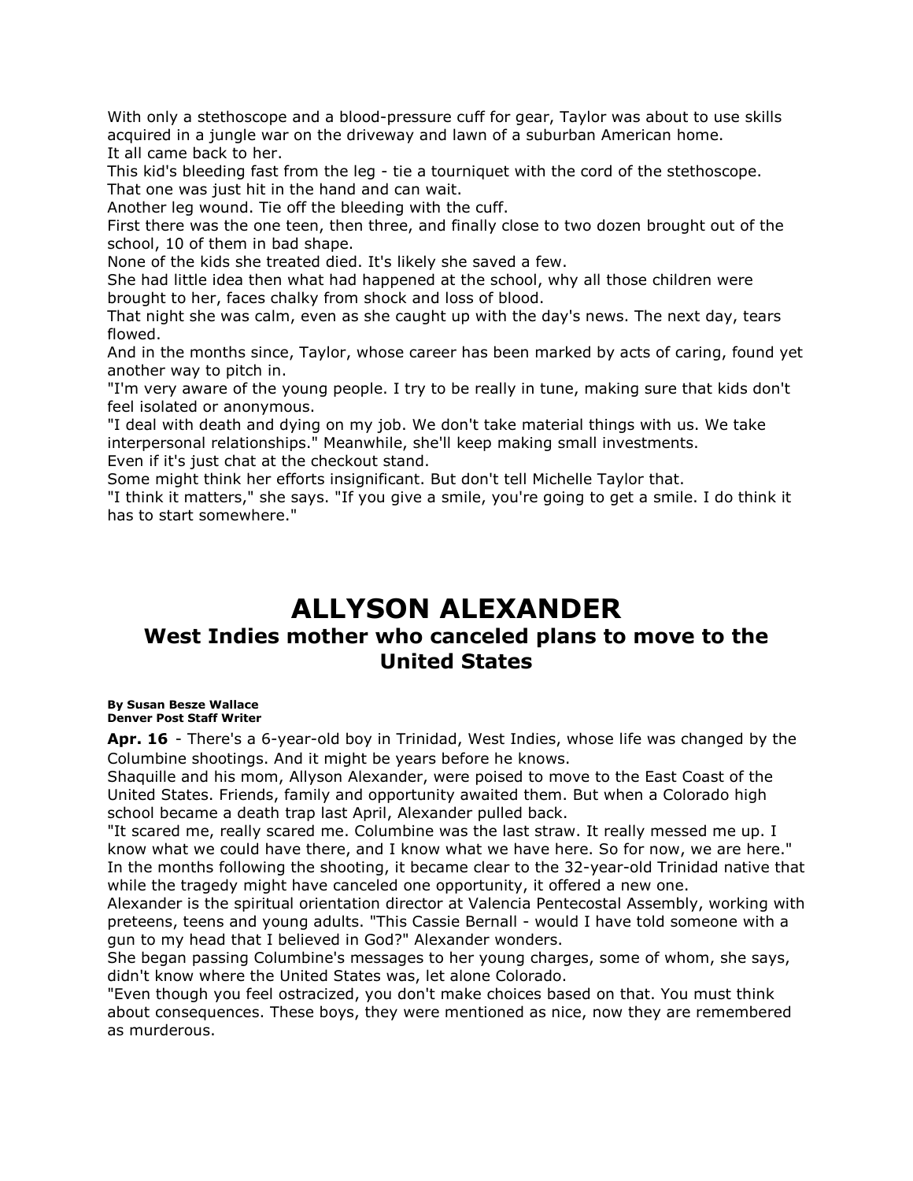With only a stethoscope and a blood-pressure cuff for gear, Taylor was about to use skills acquired in a jungle war on the driveway and lawn of a suburban American home.

It all came back to her.

This kid's bleeding fast from the leg - tie a tourniquet with the cord of the stethoscope.

That one was just hit in the hand and can wait.

Another leg wound. Tie off the bleeding with the cuff.

First there was the one teen, then three, and finally close to two dozen brought out of the school, 10 of them in bad shape.

None of the kids she treated died. It's likely she saved a few.

She had little idea then what had happened at the school, why all those children were brought to her, faces chalky from shock and loss of blood.

That night she was calm, even as she caught up with the day's news. The next day, tears flowed.

And in the months since, Taylor, whose career has been marked by acts of caring, found yet another way to pitch in.

"I'm very aware of the young people. I try to be really in tune, making sure that kids don't feel isolated or anonymous.

"I deal with death and dying on my job. We don't take material things with us. We take interpersonal relationships." Meanwhile, she'll keep making small investments.

Even if it's just chat at the checkout stand.

Some might think her efforts insignificant. But don't tell Michelle Taylor that.

"I think it matters," she says. "If you give a smile, you're going to get a smile. I do think it has to start somewhere."

# ALLYSON ALEXANDER

## West Indies mother who canceled plans to move to the United States

**By Susan Besze Wallace**
**Denver Post Staff Writer**

**Apr. 16** - There's a 6-year-old boy in Trinidad, West Indies, whose life was changed by the Columbine shootings. And it might be years before he knows.

Shaquille and his mom, Allyson Alexander, were poised to move to the East Coast of the United States. Friends, family and opportunity awaited them. But when a Colorado high school became a death trap last April, Alexander pulled back.

"It scared me, really scared me. Columbine was the last straw. It really messed me up. I know what we could have there, and I know what we have here. So for now, we are here."

In the months following the shooting, it became clear to the 32-year-old Trinidad native that while the tragedy might have canceled one opportunity, it offered a new one.

Alexander is the spiritual orientation director at Valencia Pentecostal Assembly, working with preteens, teens and young adults. "This Cassie Bernall - would I have told someone with a gun to my head that I believed in God?" Alexander wonders.

She began passing Columbine's messages to her young charges, some of whom, she says, didn't know where the United States was, let alone Colorado.

"Even though you feel ostracized, you don't make choices based on that. You must think about consequences. These boys, they were mentioned as nice, now they are remembered as murderous.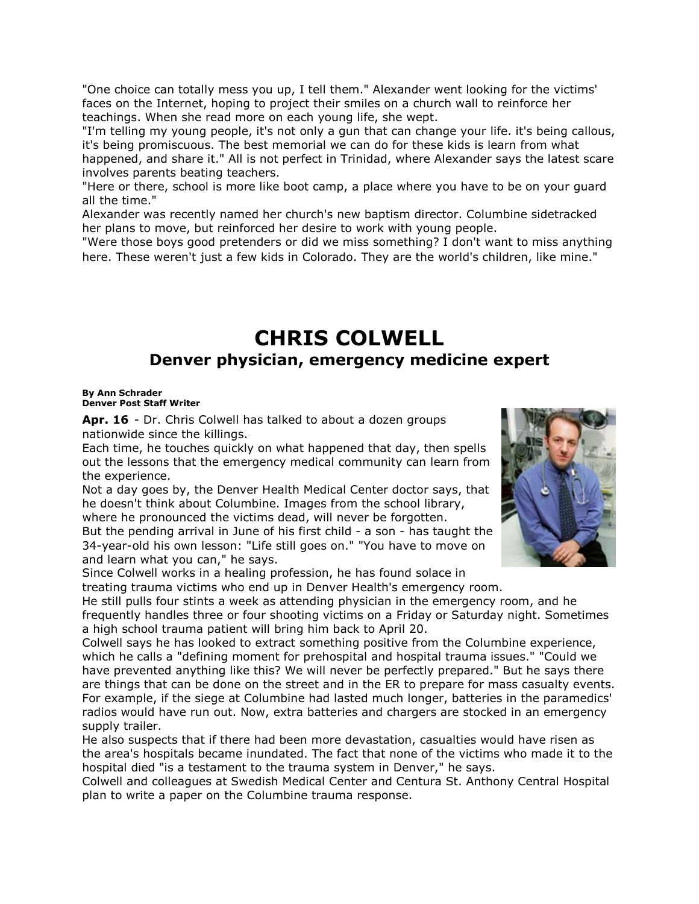"One choice can totally mess you up, I tell them." Alexander went looking for the victims' faces on the Internet, hoping to project their smiles on a church wall to reinforce her teachings. When she read more on each young life, she wept.

"I'm telling my young people, it's not only a gun that can change your life. it's being callous, it's being promiscuous. The best memorial we can do for these kids is learn from what happened, and share it." All is not perfect in Trinidad, where Alexander says the latest scare involves parents beating teachers.

"Here or there, school is more like boot camp, a place where you have to be on your guard all the time."

Alexander was recently named her church's new baptism director. Columbine sidetracked her plans to move, but reinforced her desire to work with young people.

"Were those boys good pretenders or did we miss something? I don't want to miss anything here. These weren't just a few kids in Colorado. They are the world's children, like mine."

# CHRIS COLWELL

## Denver physician, emergency medicine expert

**By Ann Schrader**
**Denver Post Staff Writer**

**Apr. 16** - Dr. Chris Colwell has talked to about a dozen groups nationwide since the killings.

Each time, he touches quickly on what happened that day, then spells out the lessons that the emergency medical community can learn from the experience.

Not a day goes by, the Denver Health Medical Center doctor says, that he doesn't think about Columbine. Images from the school library, where he pronounced the victims dead, will never be forgotten.

But the pending arrival in June of his first child - a son - has taught the 34-year-old his own lesson: "Life still goes on." "You have to move on and learn what you can," he says.

Since Colwell works in a healing profession, he has found solace in treating trauma victims who end up in Denver Health's emergency room.

He still pulls four stints a week as attending physician in the emergency room, and he frequently handles three or four shooting victims on a Friday or Saturday night. Sometimes a high school trauma patient will bring him back to April 20.

Colwell says he has looked to extract something positive from the Columbine experience, which he calls a "defining moment for prehospital and hospital trauma issues." "Could we have prevented anything like this? We will never be perfectly prepared." But he says there are things that can be done on the street and in the ER to prepare for mass casualty events. For example, if the siege at Columbine had lasted much longer, batteries in the paramedics' radios would have run out. Now, extra batteries and chargers are stocked in an emergency supply trailer.

He also suspects that if there had been more devastation, casualties would have risen as the area's hospitals became inundated. The fact that none of the victims who made it to the hospital died "is a testament to the trauma system in Denver," he says.

Colwell and colleagues at Swedish Medical Center and Centura St. Anthony Central Hospital plan to write a paper on the Columbine trauma response.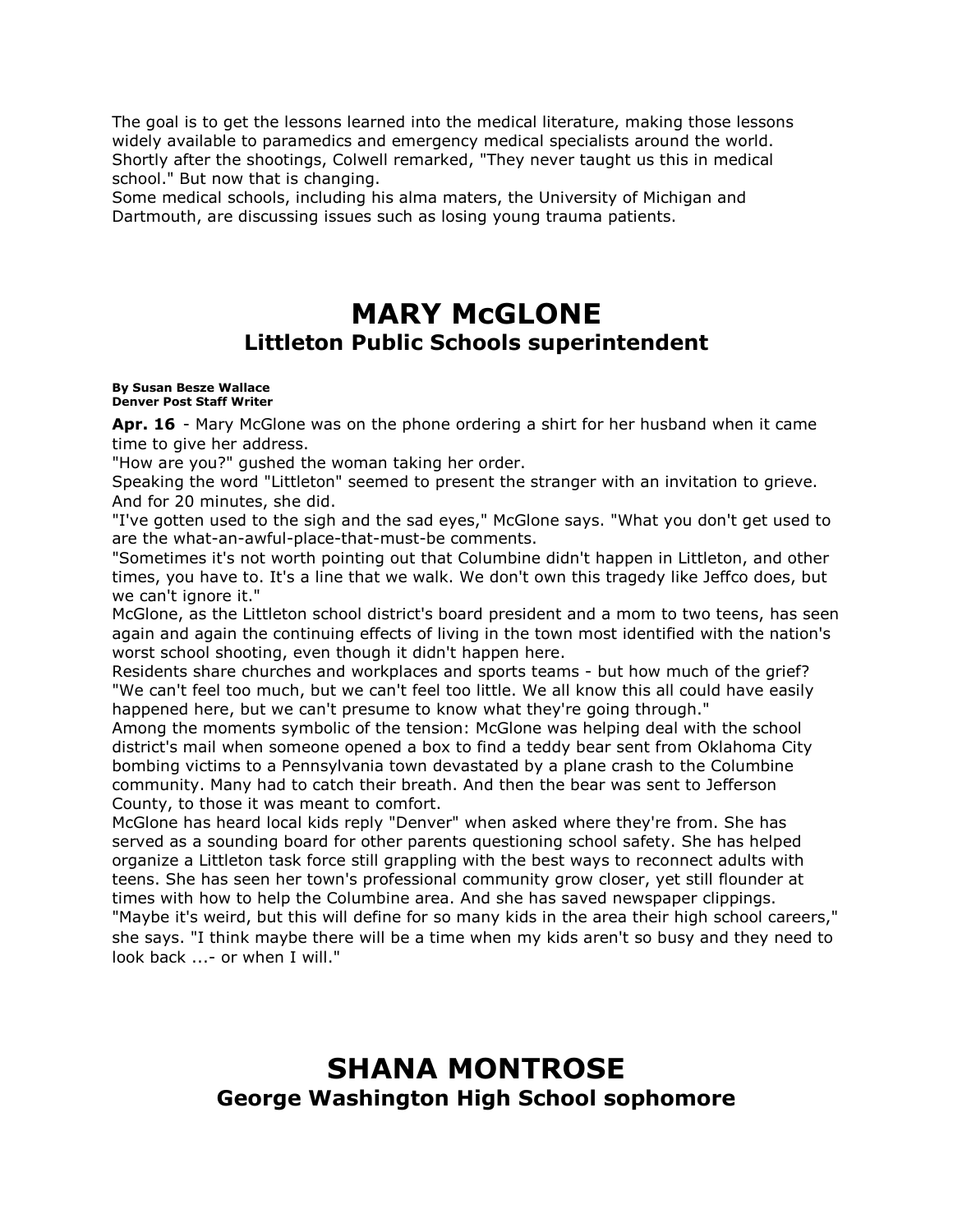The goal is to get the lessons learned into the medical literature, making those lessons widely available to paramedics and emergency medical specialists around the world.
Shortly after the shootings, Colwell remarked, "They never taught us this in medical school." But now that is changing.
Some medical schools, including his alma maters, the University of Michigan and Dartmouth, are discussing issues such as losing young trauma patients.

# MARY McGLONE
## Littleton Public Schools superintendent

**By Susan Besze Wallace**
**Denver Post Staff Writer**

**Apr. 16** - Mary McGlone was on the phone ordering a shirt for her husband when it came time to give her address.
"How are you?" gushed the woman taking her order.
Speaking the word "Littleton" seemed to present the stranger with an invitation to grieve. And for 20 minutes, she did.
"I've gotten used to the sigh and the sad eyes," McGlone says. "What you don't get used to are the what-an-awful-place-that-must-be comments.
"Sometimes it's not worth pointing out that Columbine didn't happen in Littleton, and other times, you have to. It's a line that we walk. We don't own this tragedy like Jeffco does, but we can't ignore it."
McGlone, as the Littleton school district's board president and a mom to two teens, has seen again and again the continuing effects of living in the town most identified with the nation's worst school shooting, even though it didn't happen here.
Residents share churches and workplaces and sports teams - but how much of the grief?
"We can't feel too much, but we can't feel too little. We all know this all could have easily happened here, but we can't presume to know what they're going through."
Among the moments symbolic of the tension: McGlone was helping deal with the school district's mail when someone opened a box to find a teddy bear sent from Oklahoma City bombing victims to a Pennsylvania town devastated by a plane crash to the Columbine community. Many had to catch their breath. And then the bear was sent to Jefferson County, to those it was meant to comfort.
McGlone has heard local kids reply "Denver" when asked where they're from. She has served as a sounding board for other parents questioning school safety. She has helped organize a Littleton task force still grappling with the best ways to reconnect adults with teens. She has seen her town's professional community grow closer, yet still flounder at times with how to help the Columbine area. And she has saved newspaper clippings.
"Maybe it's weird, but this will define for so many kids in the area their high school careers," she says. "I think maybe there will be a time when my kids aren't so busy and they need to look back ...- or when I will."

# SHANA MONTROSE
## George Washington High School sophomore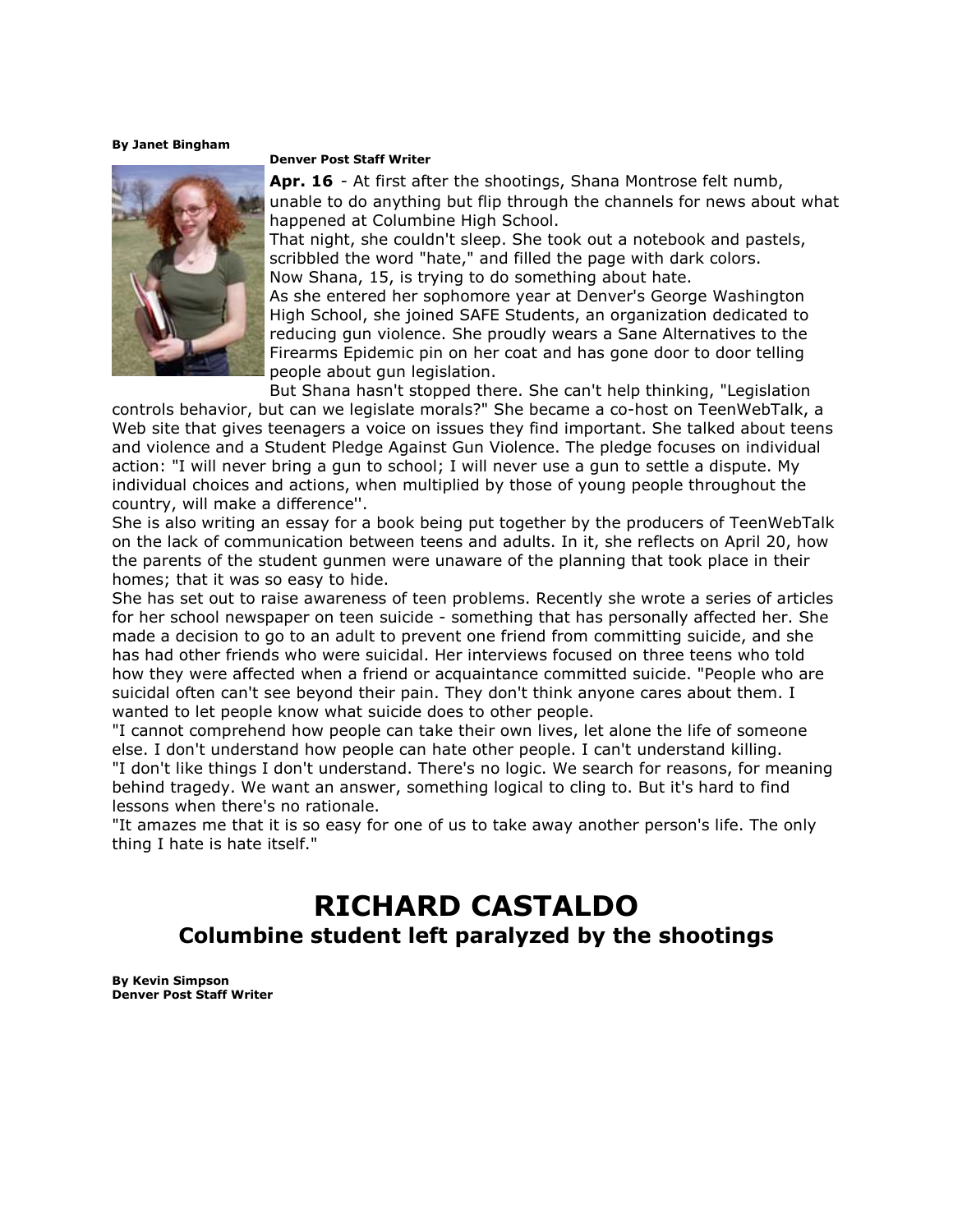**By Janet Bingham**

**Denver Post Staff Writer**

**Apr. 16** - At first after the shootings, Shana Montrose felt numb, unable to do anything but flip through the channels for news about what happened at Columbine High School.

That night, she couldn't sleep. She took out a notebook and pastels, scribbled the word "hate," and filled the page with dark colors.

Now Shana, 15, is trying to do something about hate.

As she entered her sophomore year at Denver's George Washington High School, she joined SAFE Students, an organization dedicated to reducing gun violence. She proudly wears a Sane Alternatives to the Firearms Epidemic pin on her coat and has gone door to door telling people about gun legislation.

But Shana hasn't stopped there. She can't help thinking, "Legislation controls behavior, but can we legislate morals?" She became a co-host on TeenWebTalk, a Web site that gives teenagers a voice on issues they find important. She talked about teens and violence and a Student Pledge Against Gun Violence. The pledge focuses on individual action: "I will never bring a gun to school; I will never use a gun to settle a dispute. My individual choices and actions, when multiplied by those of young people throughout the country, will make a difference''.

She is also writing an essay for a book being put together by the producers of TeenWebTalk on the lack of communication between teens and adults. In it, she reflects on April 20, how the parents of the student gunmen were unaware of the planning that took place in their homes; that it was so easy to hide.

She has set out to raise awareness of teen problems. Recently she wrote a series of articles for her school newspaper on teen suicide - something that has personally affected her. She made a decision to go to an adult to prevent one friend from committing suicide, and she has had other friends who were suicidal. Her interviews focused on three teens who told how they were affected when a friend or acquaintance committed suicide. "People who are suicidal often can't see beyond their pain. They don't think anyone cares about them. I wanted to let people know what suicide does to other people.

"I cannot comprehend how people can take their own lives, let alone the life of someone else. I don't understand how people can hate other people. I can't understand killing.

"I don't like things I don't understand. There's no logic. We search for reasons, for meaning behind tragedy. We want an answer, something logical to cling to. But it's hard to find lessons when there's no rationale.

"It amazes me that it is so easy for one of us to take away another person's life. The only thing I hate is hate itself."

# RICHARD CASTALDO

## Columbine student left paralyzed by the shootings

**By Kevin Simpson**
**Denver Post Staff Writer**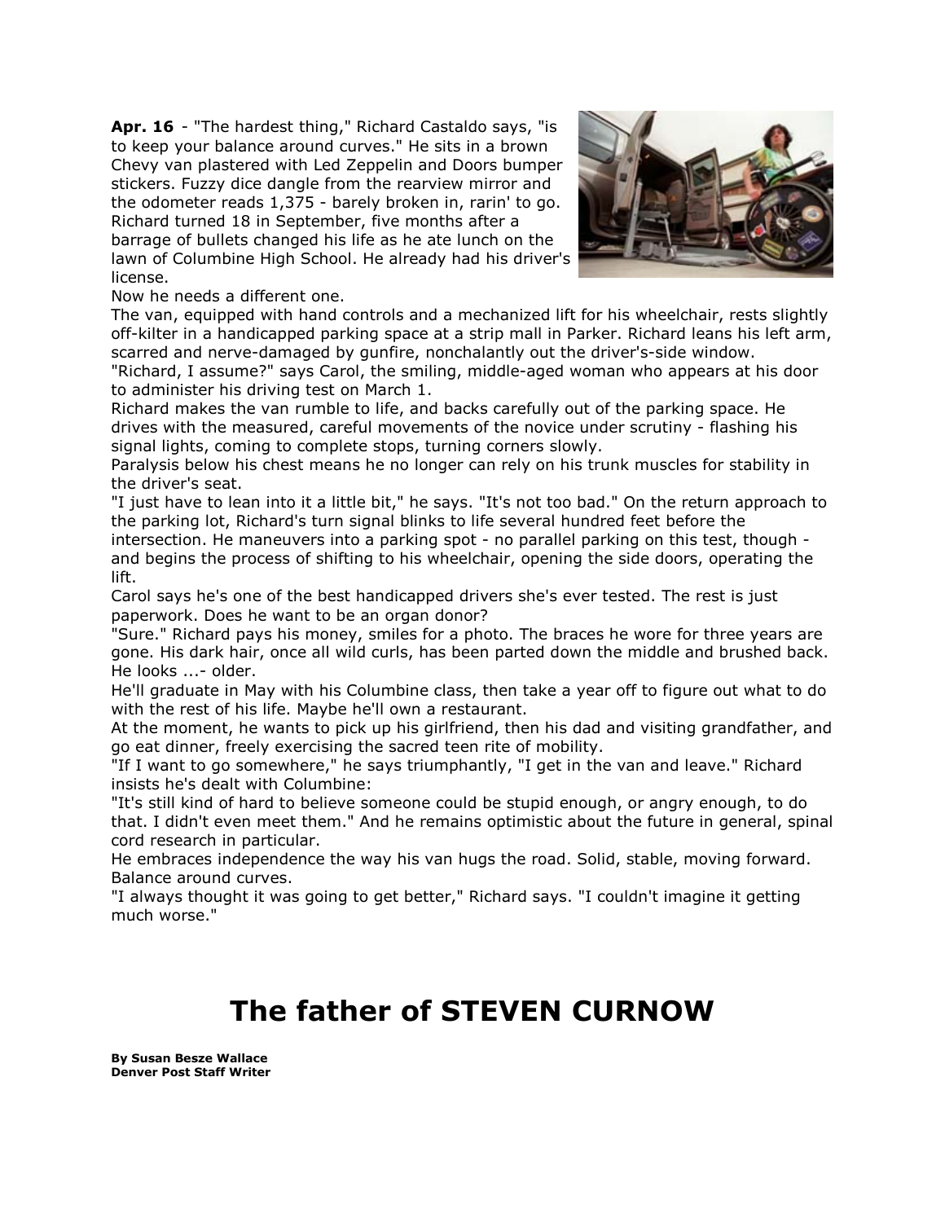**Apr. 16** - "The hardest thing," Richard Castaldo says, "is to keep your balance around curves." He sits in a brown Chevy van plastered with Led Zeppelin and Doors bumper stickers. Fuzzy dice dangle from the rearview mirror and the odometer reads 1,375 - barely broken in, rarin' to go. Richard turned 18 in September, five months after a barrage of bullets changed his life as he ate lunch on the lawn of Columbine High School. He already had his driver's license.

Now he needs a different one.

The van, equipped with hand controls and a mechanized lift for his wheelchair, rests slightly off-kilter in a handicapped parking space at a strip mall in Parker. Richard leans his left arm, scarred and nerve-damaged by gunfire, nonchalantly out the driver's-side window.

"Richard, I assume?" says Carol, the smiling, middle-aged woman who appears at his door to administer his driving test on March 1.

Richard makes the van rumble to life, and backs carefully out of the parking space. He drives with the measured, careful movements of the novice under scrutiny - flashing his signal lights, coming to complete stops, turning corners slowly.

Paralysis below his chest means he no longer can rely on his trunk muscles for stability in the driver's seat.

"I just have to lean into it a little bit," he says. "It's not too bad." On the return approach to the parking lot, Richard's turn signal blinks to life several hundred feet before the intersection. He maneuvers into a parking spot - no parallel parking on this test, though - and begins the process of shifting to his wheelchair, opening the side doors, operating the lift.

Carol says he's one of the best handicapped drivers she's ever tested. The rest is just paperwork. Does he want to be an organ donor?

"Sure." Richard pays his money, smiles for a photo. The braces he wore for three years are gone. His dark hair, once all wild curls, has been parted down the middle and brushed back. He looks ...- older.

He'll graduate in May with his Columbine class, then take a year off to figure out what to do with the rest of his life. Maybe he'll own a restaurant.

At the moment, he wants to pick up his girlfriend, then his dad and visiting grandfather, and go eat dinner, freely exercising the sacred teen rite of mobility.

"If I want to go somewhere," he says triumphantly, "I get in the van and leave." Richard insists he's dealt with Columbine:

"It's still kind of hard to believe someone could be stupid enough, or angry enough, to do that. I didn't even meet them." And he remains optimistic about the future in general, spinal cord research in particular.

He embraces independence the way his van hugs the road. Solid, stable, moving forward. Balance around curves.

"I always thought it was going to get better," Richard says. "I couldn't imagine it getting much worse."

# The father of STEVEN CURNOW

**By Susan Besze Wallace**
**Denver Post Staff Writer**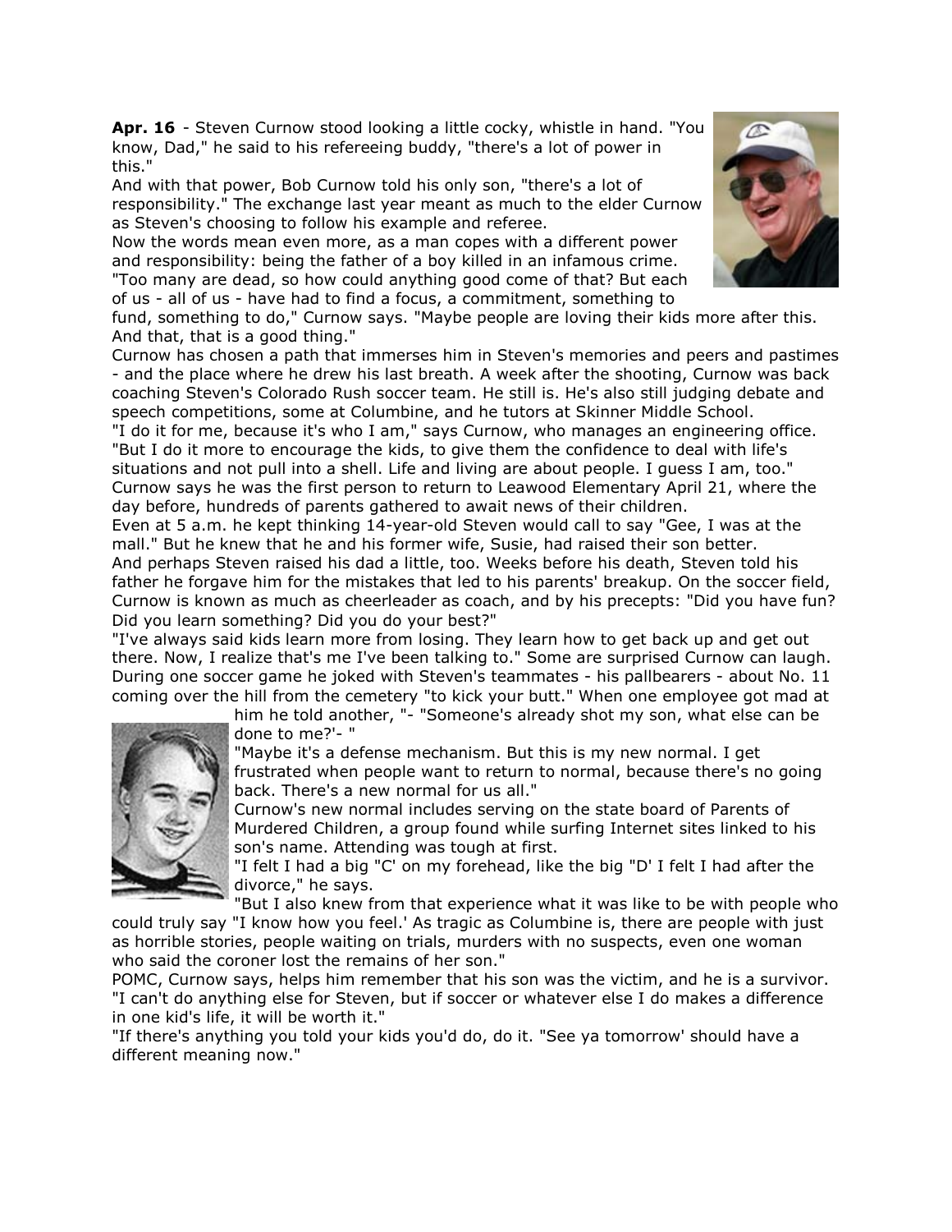**Apr. 16** - Steven Curnow stood looking a little cocky, whistle in hand. "You know, Dad," he said to his refereeing buddy, "there's a lot of power in this."

And with that power, Bob Curnow told his only son, "there's a lot of responsibility." The exchange last year meant as much to the elder Curnow as Steven's choosing to follow his example and referee.

Now the words mean even more, as a man copes with a different power and responsibility: being the father of a boy killed in an infamous crime.

"Too many are dead, so how could anything good come of that? But each of us - all of us - have had to find a focus, a commitment, something to fund, something to do," Curnow says. "Maybe people are loving their kids more after this. And that, that is a good thing."

Curnow has chosen a path that immerses him in Steven's memories and peers and pastimes - and the place where he drew his last breath. A week after the shooting, Curnow was back coaching Steven's Colorado Rush soccer team. He still is. He's also still judging debate and speech competitions, some at Columbine, and he tutors at Skinner Middle School.

"I do it for me, because it's who I am," says Curnow, who manages an engineering office. "But I do it more to encourage the kids, to give them the confidence to deal with life's situations and not pull into a shell. Life and living are about people. I guess I am, too."

Curnow says he was the first person to return to Leawood Elementary April 21, where the day before, hundreds of parents gathered to await news of their children.

Even at 5 a.m. he kept thinking 14-year-old Steven would call to say "Gee, I was at the mall." But he knew that he and his former wife, Susie, had raised their son better.

And perhaps Steven raised his dad a little, too. Weeks before his death, Steven told his father he forgave him for the mistakes that led to his parents' breakup. On the soccer field, Curnow is known as much as cheerleader as coach, and by his precepts: "Did you have fun? Did you learn something? Did you do your best?"

"I've always said kids learn more from losing. They learn how to get back up and get out there. Now, I realize that's me I've been talking to." Some are surprised Curnow can laugh. During one soccer game he joked with Steven's teammates - his pallbearers - about No. 11 coming over the hill from the cemetery "to kick your butt." When one employee got mad at him he told another, "- "Someone's already shot my son, what else can be done to me?'- "

"Maybe it's a defense mechanism. But this is my new normal. I get frustrated when people want to return to normal, because there's no going back. There's a new normal for us all."

Curnow's new normal includes serving on the state board of Parents of Murdered Children, a group found while surfing Internet sites linked to his son's name. Attending was tough at first.

"I felt I had a big "C' on my forehead, like the big "D' I felt I had after the divorce," he says.

"But I also knew from that experience what it was like to be with people who could truly say "I know how you feel.' As tragic as Columbine is, there are people with just as horrible stories, people waiting on trials, murders with no suspects, even one woman who said the coroner lost the remains of her son."

POMC, Curnow says, helps him remember that his son was the victim, and he is a survivor. "I can't do anything else for Steven, but if soccer or whatever else I do makes a difference in one kid's life, it will be worth it."

"If there's anything you told your kids you'd do, do it. "See ya tomorrow' should have a different meaning now."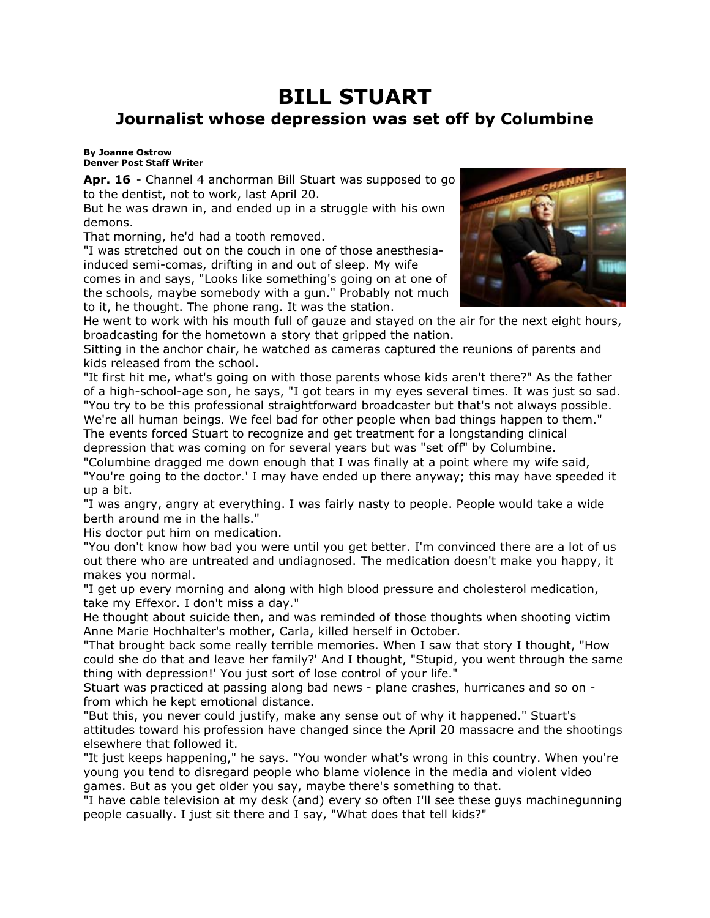# BILL STUART

## Journalist whose depression was set off by Columbine

**By Joanne Ostrow**
**Denver Post Staff Writer**

**Apr. 16** - Channel 4 anchorman Bill Stuart was supposed to go to the dentist, not to work, last April 20.

But he was drawn in, and ended up in a struggle with his own demons.

That morning, he'd had a tooth removed.

"I was stretched out on the couch in one of those anesthesia-induced semi-comas, drifting in and out of sleep. My wife comes in and says, "Looks like something's going on at one of the schools, maybe somebody with a gun." Probably not much to it, he thought. The phone rang. It was the station.

He went to work with his mouth full of gauze and stayed on the air for the next eight hours, broadcasting for the hometown a story that gripped the nation.

Sitting in the anchor chair, he watched as cameras captured the reunions of parents and kids released from the school.

"It first hit me, what's going on with those parents whose kids aren't there?" As the father of a high-school-age son, he says, "I got tears in my eyes several times. It was just so sad.

"You try to be this professional straightforward broadcaster but that's not always possible. We're all human beings. We feel bad for other people when bad things happen to them."

The events forced Stuart to recognize and get treatment for a longstanding clinical depression that was coming on for several years but was "set off" by Columbine.

"Columbine dragged me down enough that I was finally at a point where my wife said, "You're going to the doctor.' I may have ended up there anyway; this may have speeded it up a bit.

"I was angry, angry at everything. I was fairly nasty to people. People would take a wide berth around me in the halls."

His doctor put him on medication.

"You don't know how bad you were until you get better. I'm convinced there are a lot of us out there who are untreated and undiagnosed. The medication doesn't make you happy, it makes you normal.

"I get up every morning and along with high blood pressure and cholesterol medication, take my Effexor. I don't miss a day."

He thought about suicide then, and was reminded of those thoughts when shooting victim Anne Marie Hochhalter's mother, Carla, killed herself in October.

"That brought back some really terrible memories. When I saw that story I thought, "How could she do that and leave her family?' And I thought, "Stupid, you went through the same thing with depression!' You just sort of lose control of your life."

Stuart was practiced at passing along bad news - plane crashes, hurricanes and so on - from which he kept emotional distance.

"But this, you never could justify, make any sense out of why it happened." Stuart's attitudes toward his profession have changed since the April 20 massacre and the shootings elsewhere that followed it.

"It just keeps happening," he says. "You wonder what's wrong in this country. When you're young you tend to disregard people who blame violence in the media and violent video games. But as you get older you say, maybe there's something to that.

"I have cable television at my desk (and) every so often I'll see these guys machinegunning people casually. I just sit there and I say, "What does that tell kids?"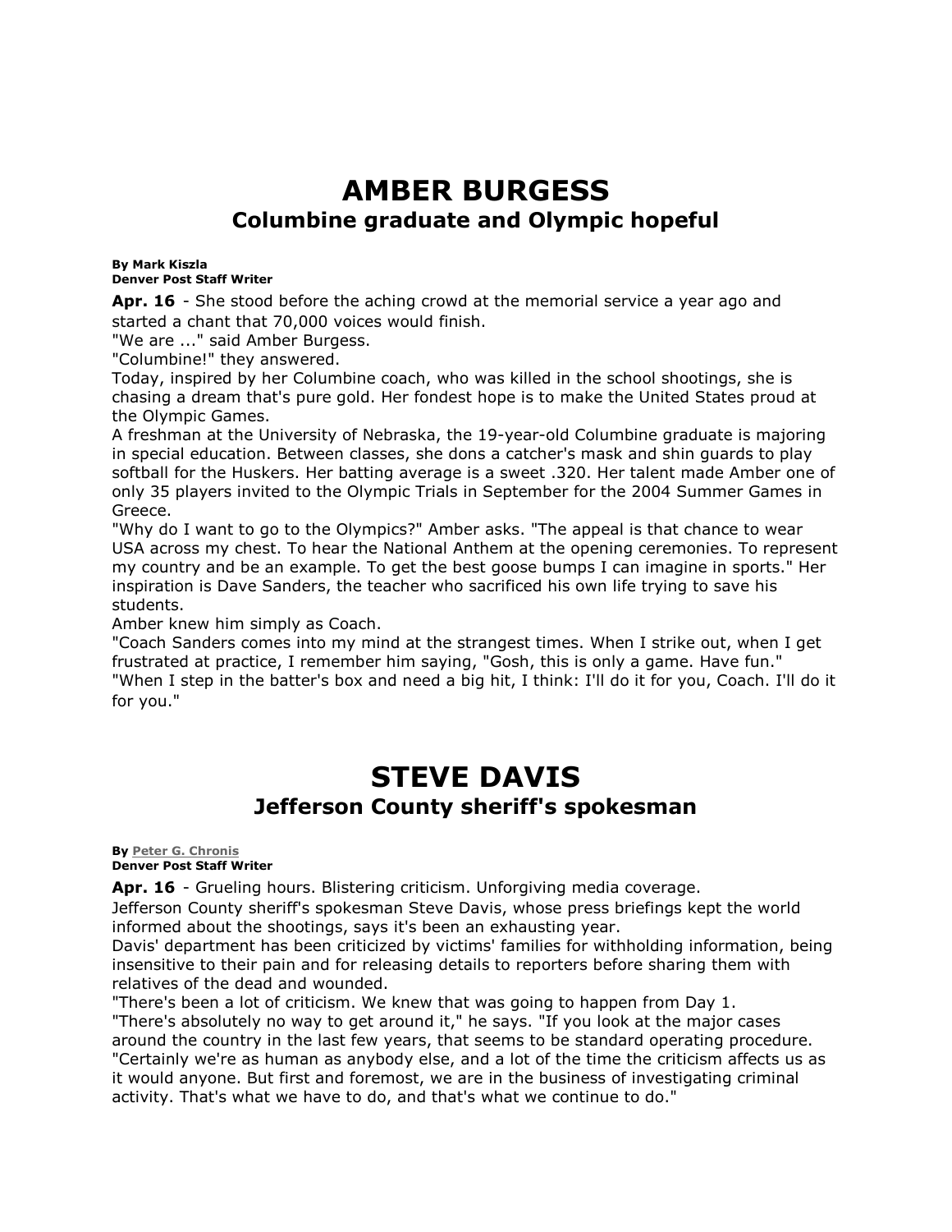# AMBER BURGESS

## Columbine graduate and Olympic hopeful

**By Mark Kiszla**
**Denver Post Staff Writer**

**Apr. 16** - She stood before the aching crowd at the memorial service a year ago and started a chant that 70,000 voices would finish.

"We are ..." said Amber Burgess.

"Columbine!" they answered.

Today, inspired by her Columbine coach, who was killed in the school shootings, she is chasing a dream that's pure gold. Her fondest hope is to make the United States proud at the Olympic Games.

A freshman at the University of Nebraska, the 19-year-old Columbine graduate is majoring in special education. Between classes, she dons a catcher's mask and shin guards to play softball for the Huskers. Her batting average is a sweet .320. Her talent made Amber one of only 35 players invited to the Olympic Trials in September for the 2004 Summer Games in Greece.

"Why do I want to go to the Olympics?" Amber asks. "The appeal is that chance to wear USA across my chest. To hear the National Anthem at the opening ceremonies. To represent my country and be an example. To get the best goose bumps I can imagine in sports." Her inspiration is Dave Sanders, the teacher who sacrificed his own life trying to save his students.

Amber knew him simply as Coach.

"Coach Sanders comes into my mind at the strangest times. When I strike out, when I get frustrated at practice, I remember him saying, "Gosh, this is only a game. Have fun."

"When I step in the batter's box and need a big hit, I think: I'll do it for you, Coach. I'll do it for you."

# STEVE DAVIS

## Jefferson County sheriff's spokesman

**By Peter G. Chronis**
**Denver Post Staff Writer**

**Apr. 16** - Grueling hours. Blistering criticism. Unforgiving media coverage.

Jefferson County sheriff's spokesman Steve Davis, whose press briefings kept the world informed about the shootings, says it's been an exhausting year.

Davis' department has been criticized by victims' families for withholding information, being insensitive to their pain and for releasing details to reporters before sharing them with relatives of the dead and wounded.

"There's been a lot of criticism. We knew that was going to happen from Day 1.

"There's absolutely no way to get around it," he says. "If you look at the major cases around the country in the last few years, that seems to be standard operating procedure.

"Certainly we're as human as anybody else, and a lot of the time the criticism affects us as it would anyone. But first and foremost, we are in the business of investigating criminal activity. That's what we have to do, and that's what we continue to do."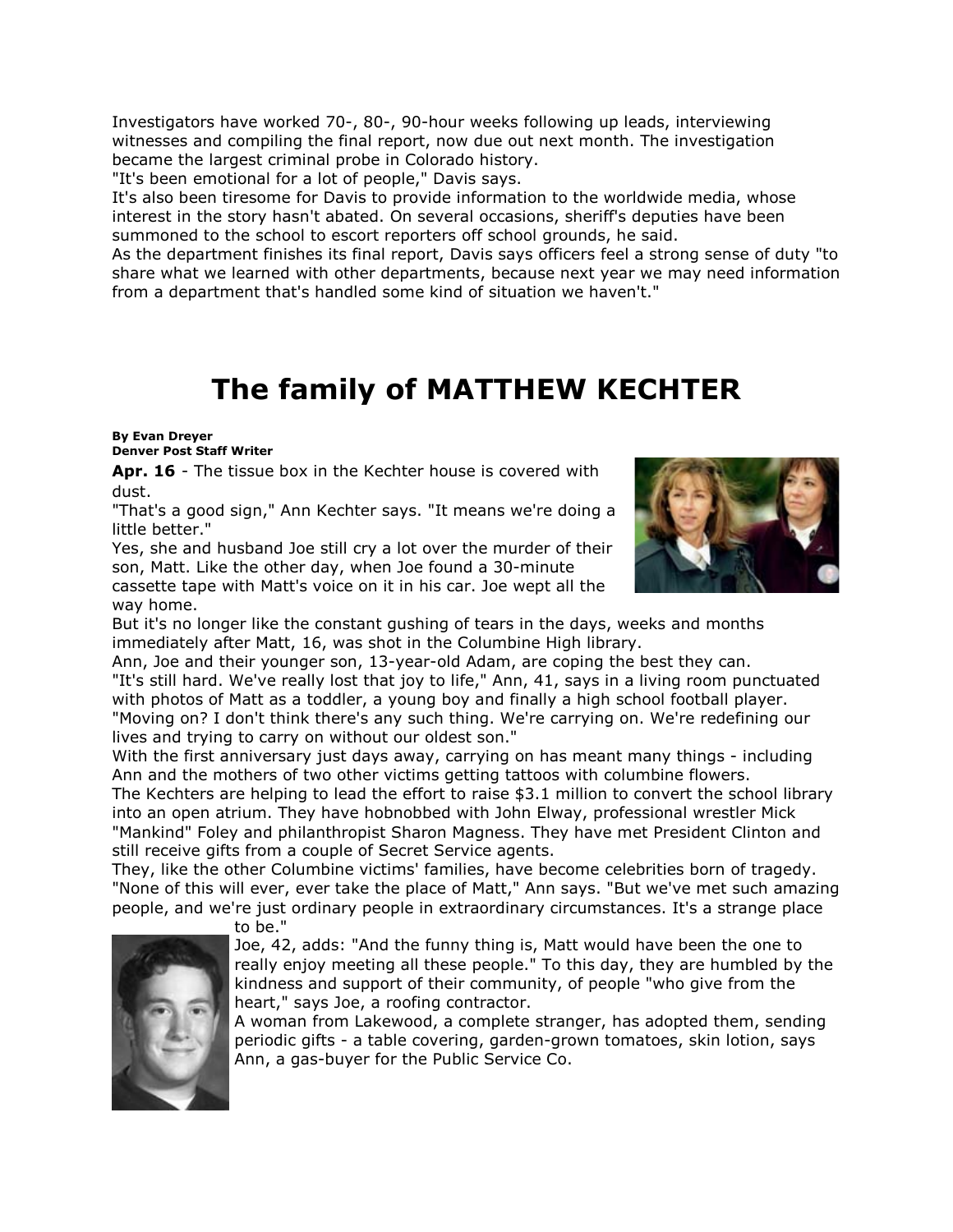Investigators have worked 70-, 80-, 90-hour weeks following up leads, interviewing witnesses and compiling the final report, now due out next month. The investigation became the largest criminal probe in Colorado history.

"It's been emotional for a lot of people," Davis says.

It's also been tiresome for Davis to provide information to the worldwide media, whose interest in the story hasn't abated. On several occasions, sheriff's deputies have been summoned to the school to escort reporters off school grounds, he said.

As the department finishes its final report, Davis says officers feel a strong sense of duty "to share what we learned with other departments, because next year we may need information from a department that's handled some kind of situation we haven't."

# The family of MATTHEW KECHTER

**By Evan Dreyer**
**Denver Post Staff Writer**

**Apr. 16** - The tissue box in the Kechter house is covered with dust.

"That's a good sign," Ann Kechter says. "It means we're doing a little better."

Yes, she and husband Joe still cry a lot over the murder of their son, Matt. Like the other day, when Joe found a 30-minute cassette tape with Matt's voice on it in his car. Joe wept all the way home.

But it's no longer like the constant gushing of tears in the days, weeks and months immediately after Matt, 16, was shot in the Columbine High library.

Ann, Joe and their younger son, 13-year-old Adam, are coping the best they can.

"It's still hard. We've really lost that joy to life," Ann, 41, says in a living room punctuated with photos of Matt as a toddler, a young boy and finally a high school football player.

"Moving on? I don't think there's any such thing. We're carrying on. We're redefining our lives and trying to carry on without our oldest son."

With the first anniversary just days away, carrying on has meant many things - including Ann and the mothers of two other victims getting tattoos with columbine flowers.

The Kechters are helping to lead the effort to raise $3.1 million to convert the school library into an open atrium. They have hobnobbed with John Elway, professional wrestler Mick "Mankind" Foley and philanthropist Sharon Magness. They have met President Clinton and still receive gifts from a couple of Secret Service agents.

They, like the other Columbine victims' families, have become celebrities born of tragedy.

"None of this will ever, ever take the place of Matt," Ann says. "But we've met such amazing people, and we're just ordinary people in extraordinary circumstances. It's a strange place to be."

Joe, 42, adds: "And the funny thing is, Matt would have been the one to really enjoy meeting all these people." To this day, they are humbled by the kindness and support of their community, of people "who give from the heart," says Joe, a roofing contractor.

A woman from Lakewood, a complete stranger, has adopted them, sending periodic gifts - a table covering, garden-grown tomatoes, skin lotion, says Ann, a gas-buyer for the Public Service Co.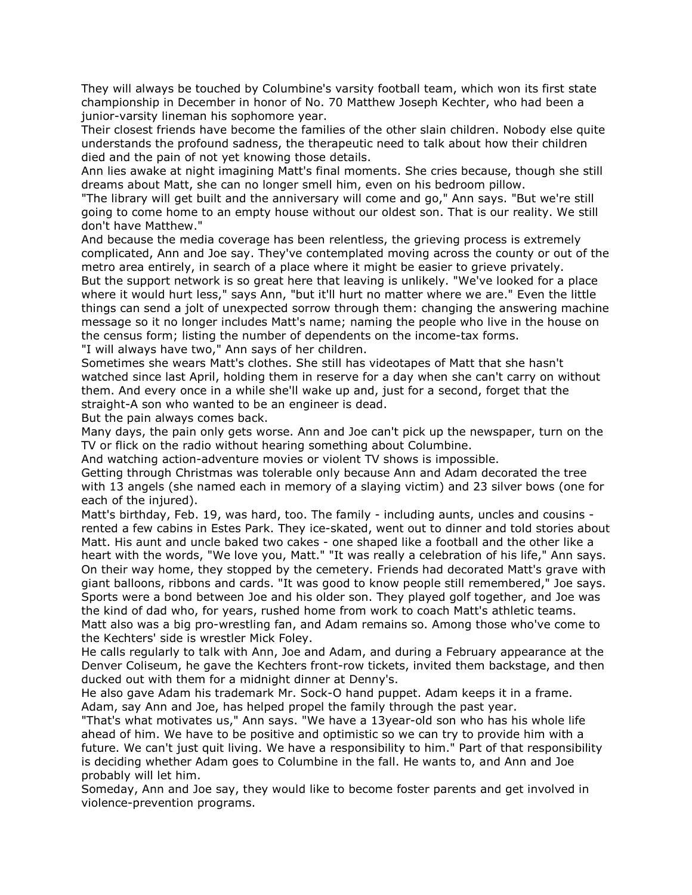They will always be touched by Columbine's varsity football team, which won its first state championship in December in honor of No. 70 Matthew Joseph Kechter, who had been a junior-varsity lineman his sophomore year.

Their closest friends have become the families of the other slain children. Nobody else quite understands the profound sadness, the therapeutic need to talk about how their children died and the pain of not yet knowing those details.

Ann lies awake at night imagining Matt's final moments. She cries because, though she still dreams about Matt, she can no longer smell him, even on his bedroom pillow.

"The library will get built and the anniversary will come and go," Ann says. "But we're still going to come home to an empty house without our oldest son. That is our reality. We still don't have Matthew."

And because the media coverage has been relentless, the grieving process is extremely complicated, Ann and Joe say. They've contemplated moving across the county or out of the metro area entirely, in search of a place where it might be easier to grieve privately.

But the support network is so great here that leaving is unlikely. "We've looked for a place where it would hurt less," says Ann, "but it'll hurt no matter where we are." Even the little things can send a jolt of unexpected sorrow through them: changing the answering machine message so it no longer includes Matt's name; naming the people who live in the house on the census form; listing the number of dependents on the income-tax forms.

"I will always have two," Ann says of her children.

Sometimes she wears Matt's clothes. She still has videotapes of Matt that she hasn't watched since last April, holding them in reserve for a day when she can't carry on without them. And every once in a while she'll wake up and, just for a second, forget that the straight-A son who wanted to be an engineer is dead.

But the pain always comes back.

Many days, the pain only gets worse. Ann and Joe can't pick up the newspaper, turn on the TV or flick on the radio without hearing something about Columbine.

And watching action-adventure movies or violent TV shows is impossible.

Getting through Christmas was tolerable only because Ann and Adam decorated the tree with 13 angels (she named each in memory of a slaying victim) and 23 silver bows (one for each of the injured).

Matt's birthday, Feb. 19, was hard, too. The family - including aunts, uncles and cousins - rented a few cabins in Estes Park. They ice-skated, went out to dinner and told stories about Matt. His aunt and uncle baked two cakes - one shaped like a football and the other like a heart with the words, "We love you, Matt." "It was really a celebration of his life," Ann says.

On their way home, they stopped by the cemetery. Friends had decorated Matt's grave with giant balloons, ribbons and cards. "It was good to know people still remembered," Joe says.

Sports were a bond between Joe and his older son. They played golf together, and Joe was the kind of dad who, for years, rushed home from work to coach Matt's athletic teams.

Matt also was a big pro-wrestling fan, and Adam remains so. Among those who've come to the Kechters' side is wrestler Mick Foley.

He calls regularly to talk with Ann, Joe and Adam, and during a February appearance at the Denver Coliseum, he gave the Kechters front-row tickets, invited them backstage, and then ducked out with them for a midnight dinner at Denny's.

He also gave Adam his trademark Mr. Sock-O hand puppet. Adam keeps it in a frame.

Adam, say Ann and Joe, has helped propel the family through the past year.

"That's what motivates us," Ann says. "We have a 13year-old son who has his whole life ahead of him. We have to be positive and optimistic so we can try to provide him with a future. We can't just quit living. We have a responsibility to him." Part of that responsibility is deciding whether Adam goes to Columbine in the fall. He wants to, and Ann and Joe probably will let him.

Someday, Ann and Joe say, they would like to become foster parents and get involved in violence-prevention programs.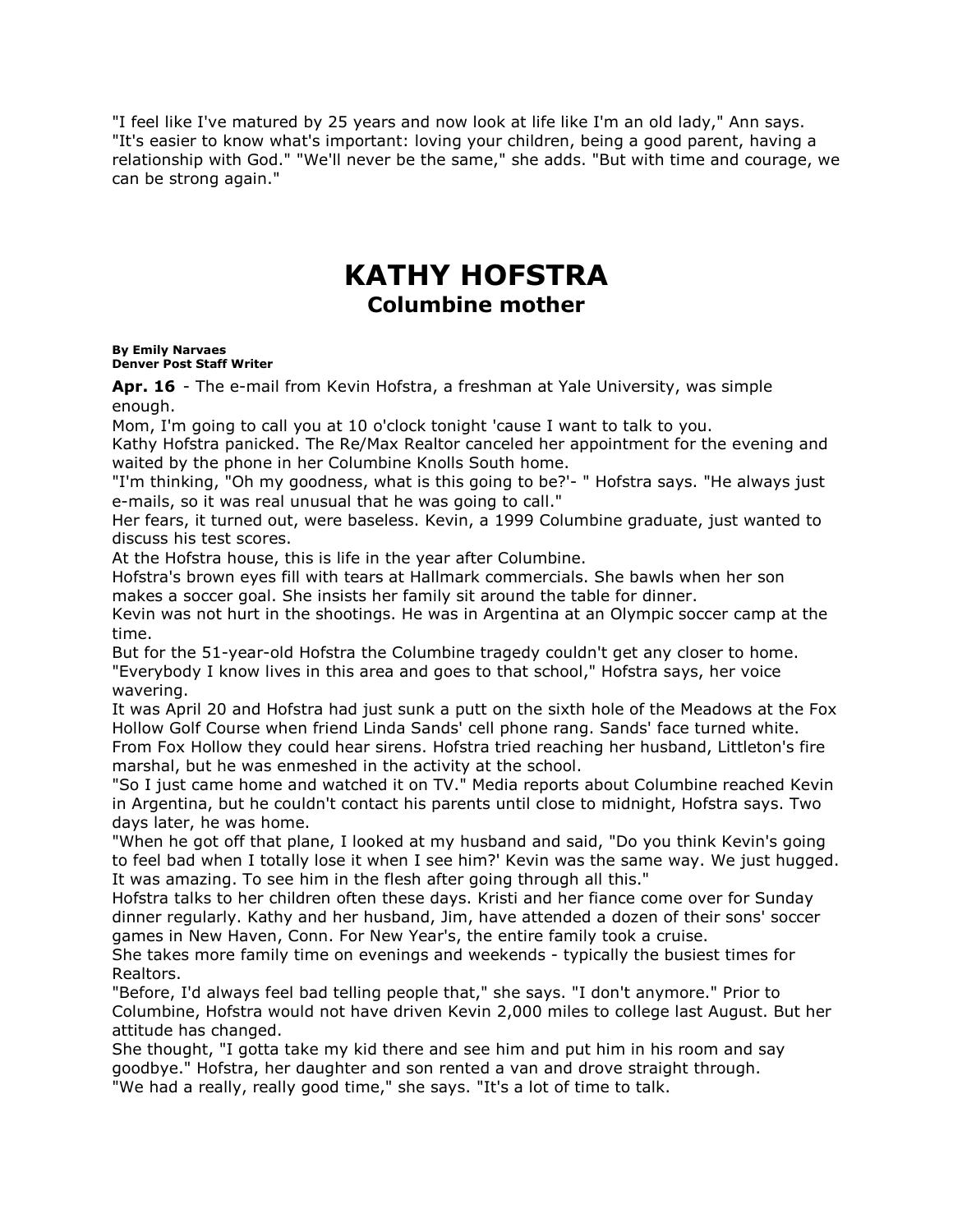"I feel like I've matured by 25 years and now look at life like I'm an old lady," Ann says. "It's easier to know what's important: loving your children, being a good parent, having a relationship with God." "We'll never be the same," she adds. "But with time and courage, we can be strong again."

# KATHY HOFSTRA

## Columbine mother

**By Emily Narvaes**
**Denver Post Staff Writer**

**Apr. 16** - The e-mail from Kevin Hofstra, a freshman at Yale University, was simple enough.

Mom, I'm going to call you at 10 o'clock tonight 'cause I want to talk to you.

Kathy Hofstra panicked. The Re/Max Realtor canceled her appointment for the evening and waited by the phone in her Columbine Knolls South home.

"I'm thinking, "Oh my goodness, what is this going to be?'- " Hofstra says. "He always just e-mails, so it was real unusual that he was going to call."

Her fears, it turned out, were baseless. Kevin, a 1999 Columbine graduate, just wanted to discuss his test scores.

At the Hofstra house, this is life in the year after Columbine.

Hofstra's brown eyes fill with tears at Hallmark commercials. She bawls when her son makes a soccer goal. She insists her family sit around the table for dinner.

Kevin was not hurt in the shootings. He was in Argentina at an Olympic soccer camp at the time.

But for the 51-year-old Hofstra the Columbine tragedy couldn't get any closer to home.

"Everybody I know lives in this area and goes to that school," Hofstra says, her voice wavering.

It was April 20 and Hofstra had just sunk a putt on the sixth hole of the Meadows at the Fox Hollow Golf Course when friend Linda Sands' cell phone rang. Sands' face turned white. From Fox Hollow they could hear sirens. Hofstra tried reaching her husband, Littleton's fire marshal, but he was enmeshed in the activity at the school.

"So I just came home and watched it on TV." Media reports about Columbine reached Kevin in Argentina, but he couldn't contact his parents until close to midnight, Hofstra says. Two days later, he was home.

"When he got off that plane, I looked at my husband and said, "Do you think Kevin's going to feel bad when I totally lose it when I see him?' Kevin was the same way. We just hugged. It was amazing. To see him in the flesh after going through all this."

Hofstra talks to her children often these days. Kristi and her fiance come over for Sunday dinner regularly. Kathy and her husband, Jim, have attended a dozen of their sons' soccer games in New Haven, Conn. For New Year's, the entire family took a cruise.

She takes more family time on evenings and weekends - typically the busiest times for Realtors.

"Before, I'd always feel bad telling people that," she says. "I don't anymore." Prior to Columbine, Hofstra would not have driven Kevin 2,000 miles to college last August. But her attitude has changed.

She thought, "I gotta take my kid there and see him and put him in his room and say goodbye." Hofstra, her daughter and son rented a van and drove straight through.

"We had a really, really good time," she says. "It's a lot of time to talk.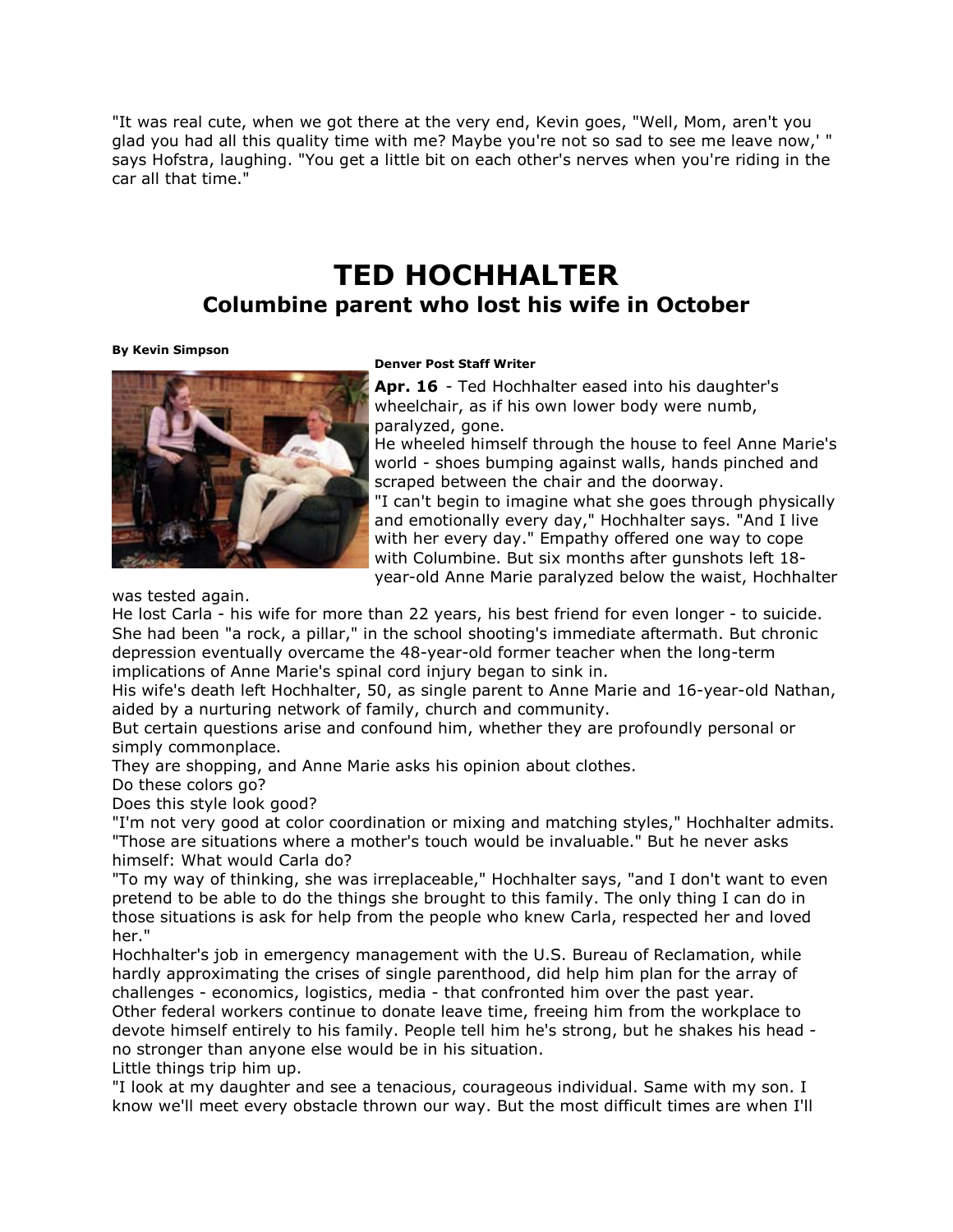"It was real cute, when we got there at the very end, Kevin goes, "Well, Mom, aren't you glad you had all this quality time with me? Maybe you're not so sad to see me leave now,' " says Hofstra, laughing. "You get a little bit on each other's nerves when you're riding in the car all that time."

# TED HOCHHALTER
## Columbine parent who lost his wife in October

**By Kevin Simpson**

**Denver Post Staff Writer**

**Apr. 16** - Ted Hochhalter eased into his daughter's wheelchair, as if his own lower body were numb, paralyzed, gone.

He wheeled himself through the house to feel Anne Marie's world - shoes bumping against walls, hands pinched and scraped between the chair and the doorway.

"I can't begin to imagine what she goes through physically and emotionally every day," Hochhalter says. "And I live with her every day." Empathy offered one way to cope with Columbine. But six months after gunshots left 18-year-old Anne Marie paralyzed below the waist, Hochhalter was tested again.

He lost Carla - his wife for more than 22 years, his best friend for even longer - to suicide. She had been "a rock, a pillar," in the school shooting's immediate aftermath. But chronic depression eventually overcame the 48-year-old former teacher when the long-term implications of Anne Marie's spinal cord injury began to sink in.

His wife's death left Hochhalter, 50, as single parent to Anne Marie and 16-year-old Nathan, aided by a nurturing network of family, church and community.

But certain questions arise and confound him, whether they are profoundly personal or simply commonplace.

They are shopping, and Anne Marie asks his opinion about clothes.

Do these colors go?

Does this style look good?

"I'm not very good at color coordination or mixing and matching styles," Hochhalter admits. "Those are situations where a mother's touch would be invaluable." But he never asks himself: What would Carla do?

"To my way of thinking, she was irreplaceable," Hochhalter says, "and I don't want to even pretend to be able to do the things she brought to this family. The only thing I can do in those situations is ask for help from the people who knew Carla, respected her and loved her."

Hochhalter's job in emergency management with the U.S. Bureau of Reclamation, while hardly approximating the crises of single parenthood, did help him plan for the array of challenges - economics, logistics, media - that confronted him over the past year.

Other federal workers continue to donate leave time, freeing him from the workplace to devote himself entirely to his family. People tell him he's strong, but he shakes his head - no stronger than anyone else would be in his situation.

Little things trip him up.

"I look at my daughter and see a tenacious, courageous individual. Same with my son. I know we'll meet every obstacle thrown our way. But the most difficult times are when I'll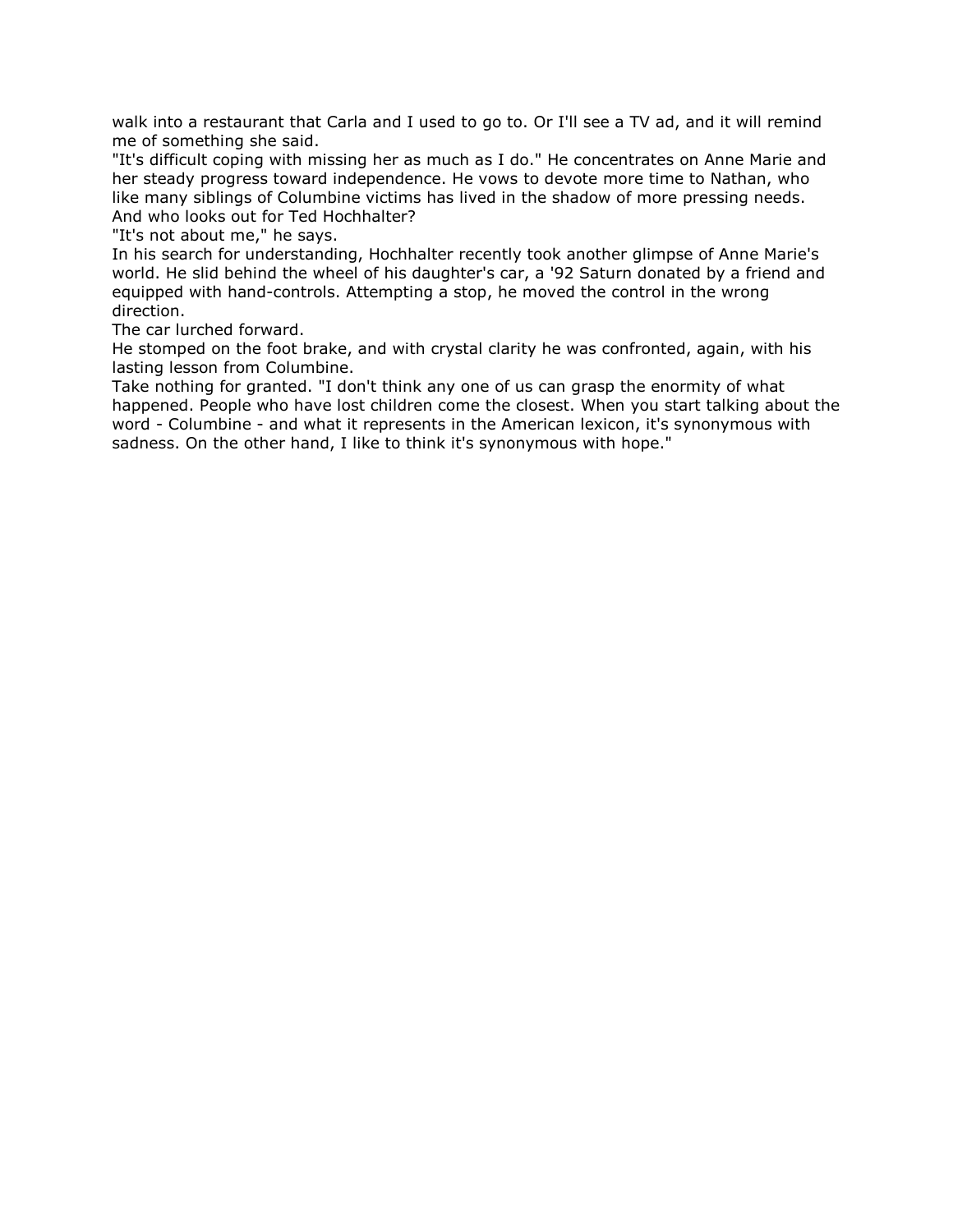walk into a restaurant that Carla and I used to go to. Or I'll see a TV ad, and it will remind me of something she said.

"It's difficult coping with missing her as much as I do." He concentrates on Anne Marie and her steady progress toward independence. He vows to devote more time to Nathan, who like many siblings of Columbine victims has lived in the shadow of more pressing needs.

And who looks out for Ted Hochhalter?

"It's not about me," he says.

In his search for understanding, Hochhalter recently took another glimpse of Anne Marie's world. He slid behind the wheel of his daughter's car, a '92 Saturn donated by a friend and equipped with hand-controls. Attempting a stop, he moved the control in the wrong direction.

The car lurched forward.

He stomped on the foot brake, and with crystal clarity he was confronted, again, with his lasting lesson from Columbine.

Take nothing for granted. "I don't think any one of us can grasp the enormity of what happened. People who have lost children come the closest. When you start talking about the word - Columbine - and what it represents in the American lexicon, it's synonymous with sadness. On the other hand, I like to think it's synonymous with hope."